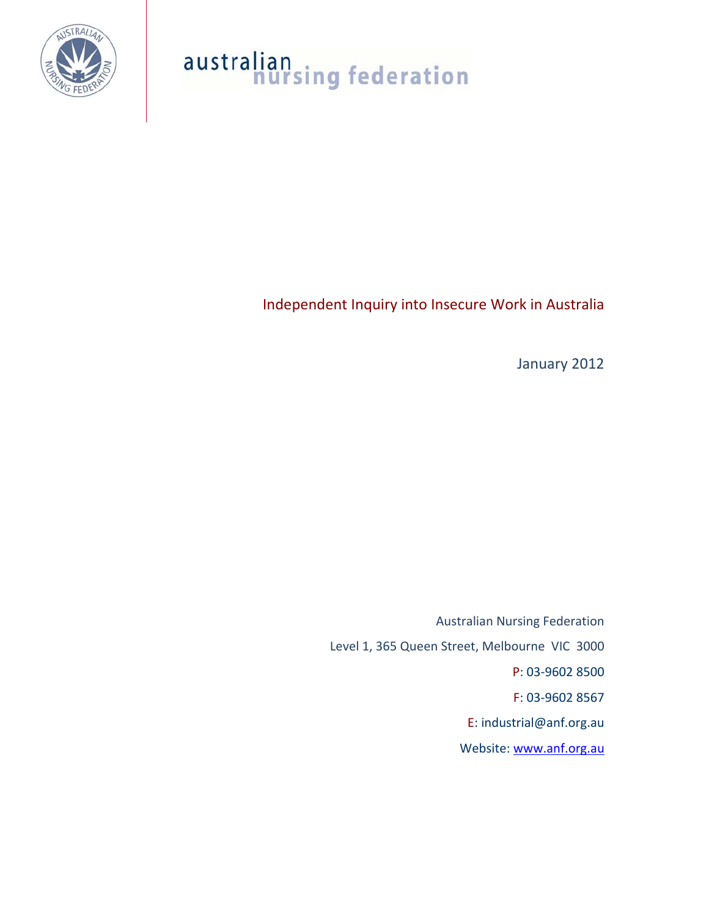australian nursing federation

# Independent Inquiry into Insecure Work in Australia

January 2012

Australian Nursing Federation

Level 1, 365 Queen Street, Melbourne VIC 3000

P: 03-9602 8500

F: 03-9602 8567

E: industrial@anf.org.au

Website: [www.anf.org.au](http://www.anf.org.au)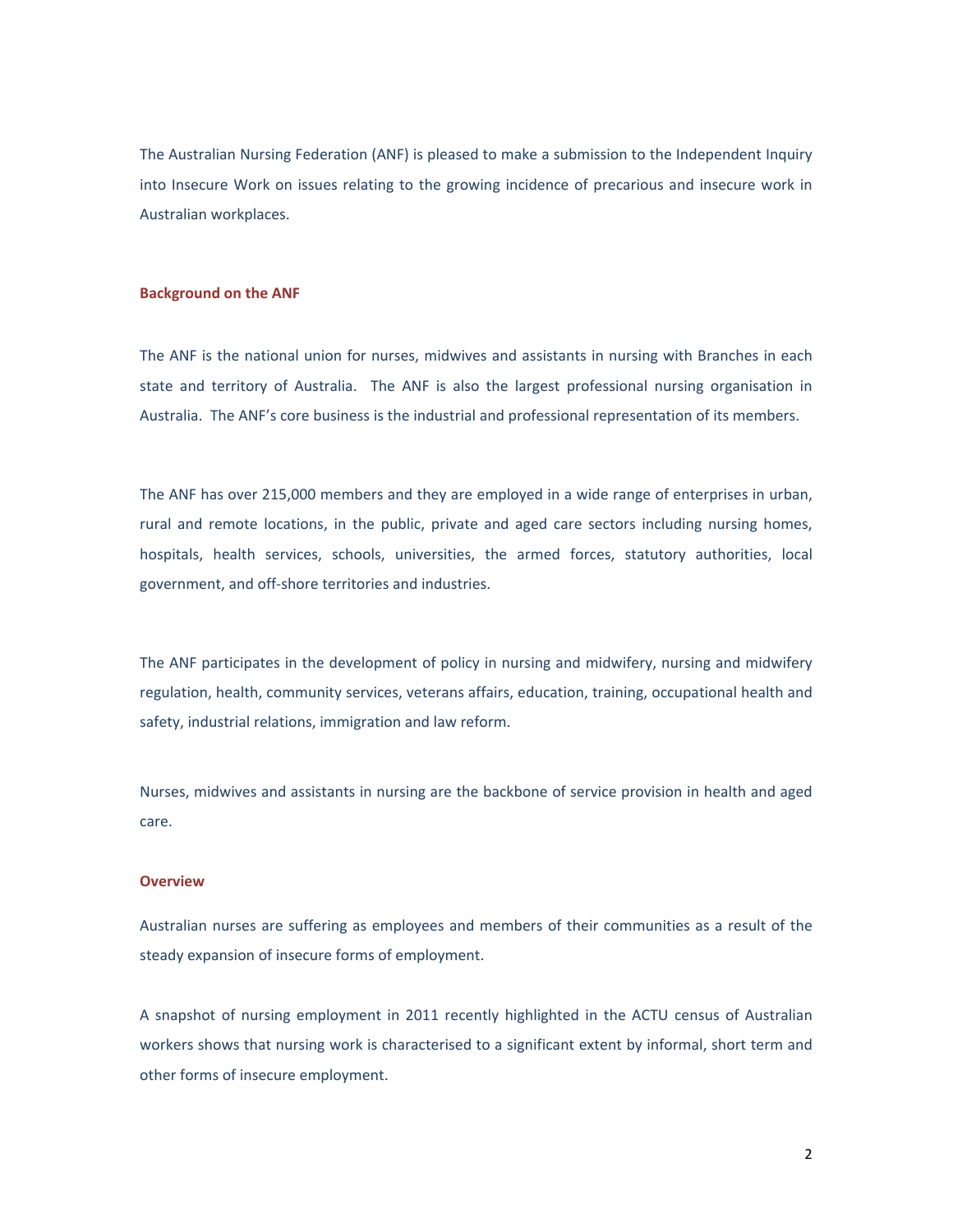The Australian Nursing Federation (ANF) is pleased to make a submission to the Independent Inquiry into Insecure Work on issues relating to the growing incidence of precarious and insecure work in Australian workplaces.

## Background on the ANF

The ANF is the national union for nurses, midwives and assistants in nursing with Branches in each state and territory of Australia. The ANF is also the largest professional nursing organisation in Australia. The ANF's core business is the industrial and professional representation of its members.

The ANF has over 215,000 members and they are employed in a wide range of enterprises in urban, rural and remote locations, in the public, private and aged care sectors including nursing homes, hospitals, health services, schools, universities, the armed forces, statutory authorities, local government, and off-shore territories and industries.

The ANF participates in the development of policy in nursing and midwifery, nursing and midwifery regulation, health, community services, veterans affairs, education, training, occupational health and safety, industrial relations, immigration and law reform.

Nurses, midwives and assistants in nursing are the backbone of service provision in health and aged care.

## Overview

Australian nurses are suffering as employees and members of their communities as a result of the steady expansion of insecure forms of employment.

A snapshot of nursing employment in 2011 recently highlighted in the ACTU census of Australian workers shows that nursing work is characterised to a significant extent by informal, short term and other forms of insecure employment.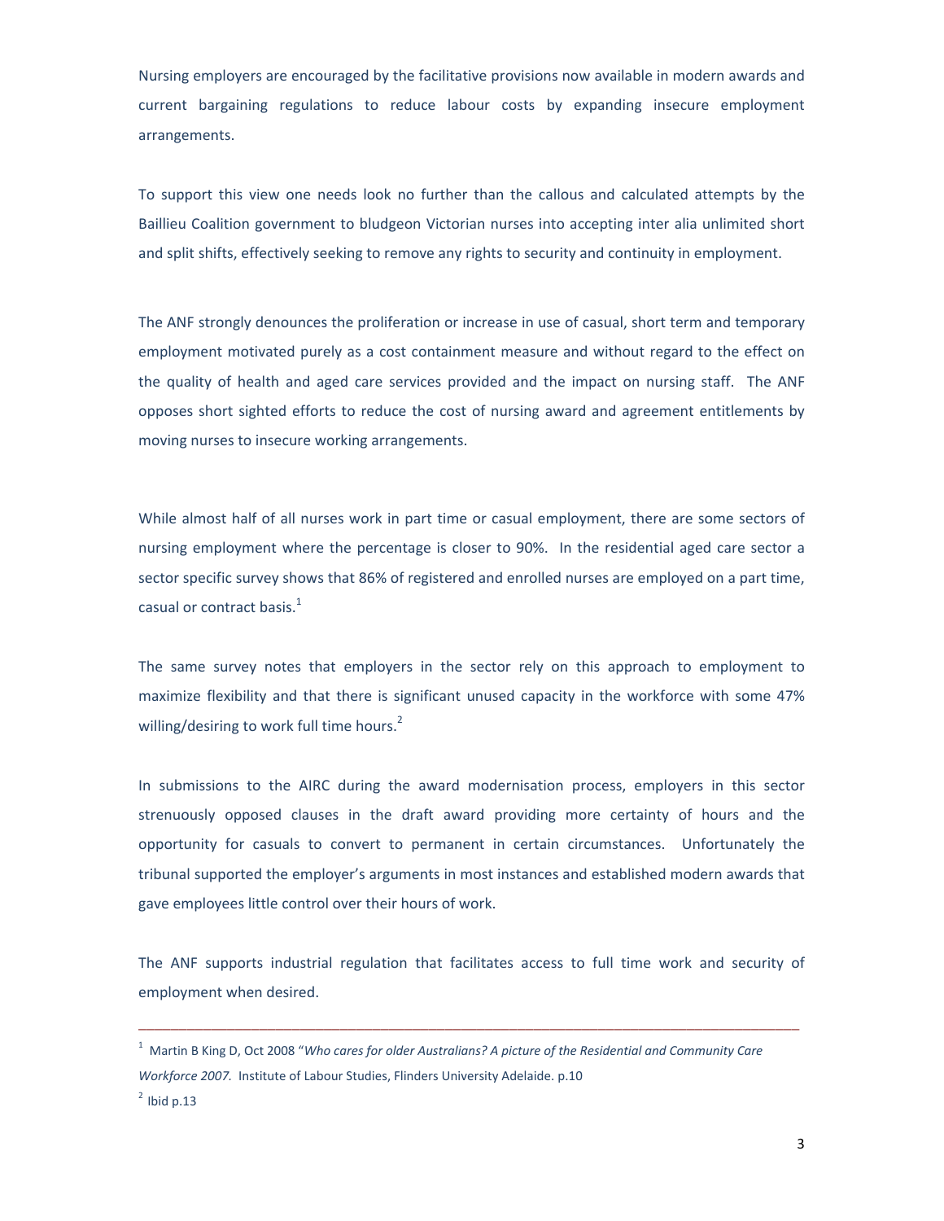Nursing employers are encouraged by the facilitative provisions now available in modern awards and current bargaining regulations to reduce labour costs by expanding insecure employment arrangements.

To support this view one needs look no further than the callous and calculated attempts by the Baillieu Coalition government to bludgeon Victorian nurses into accepting inter alia unlimited short and split shifts, effectively seeking to remove any rights to security and continuity in employment.

The ANF strongly denounces the proliferation or increase in use of casual, short term and temporary employment motivated purely as a cost containment measure and without regard to the effect on the quality of health and aged care services provided and the impact on nursing staff. The ANF opposes short sighted efforts to reduce the cost of nursing award and agreement entitlements by moving nurses to insecure working arrangements.

While almost half of all nurses work in part time or casual employment, there are some sectors of nursing employment where the percentage is closer to 90%. In the residential aged care sector a sector specific survey shows that 86% of registered and enrolled nurses are employed on a part time, casual or contract basis.[1]

The same survey notes that employers in the sector rely on this approach to employment to maximize flexibility and that there is significant unused capacity in the workforce with some 47% willing/desiring to work full time hours.[2]

In submissions to the AIRC during the award modernisation process, employers in this sector strenuously opposed clauses in the draft award providing more certainty of hours and the opportunity for casuals to convert to permanent in certain circumstances. Unfortunately the tribunal supported the employer's arguments in most instances and established modern awards that gave employees little control over their hours of work.

The ANF supports industrial regulation that facilitates access to full time work and security of employment when desired.

---

[1] Martin B King D, Oct 2008 "*Who cares for older Australians? A picture of the Residential and Community Care Workforce 2007.* Institute of Labour Studies, Flinders University Adelaide. p.10

[2] Ibid p.13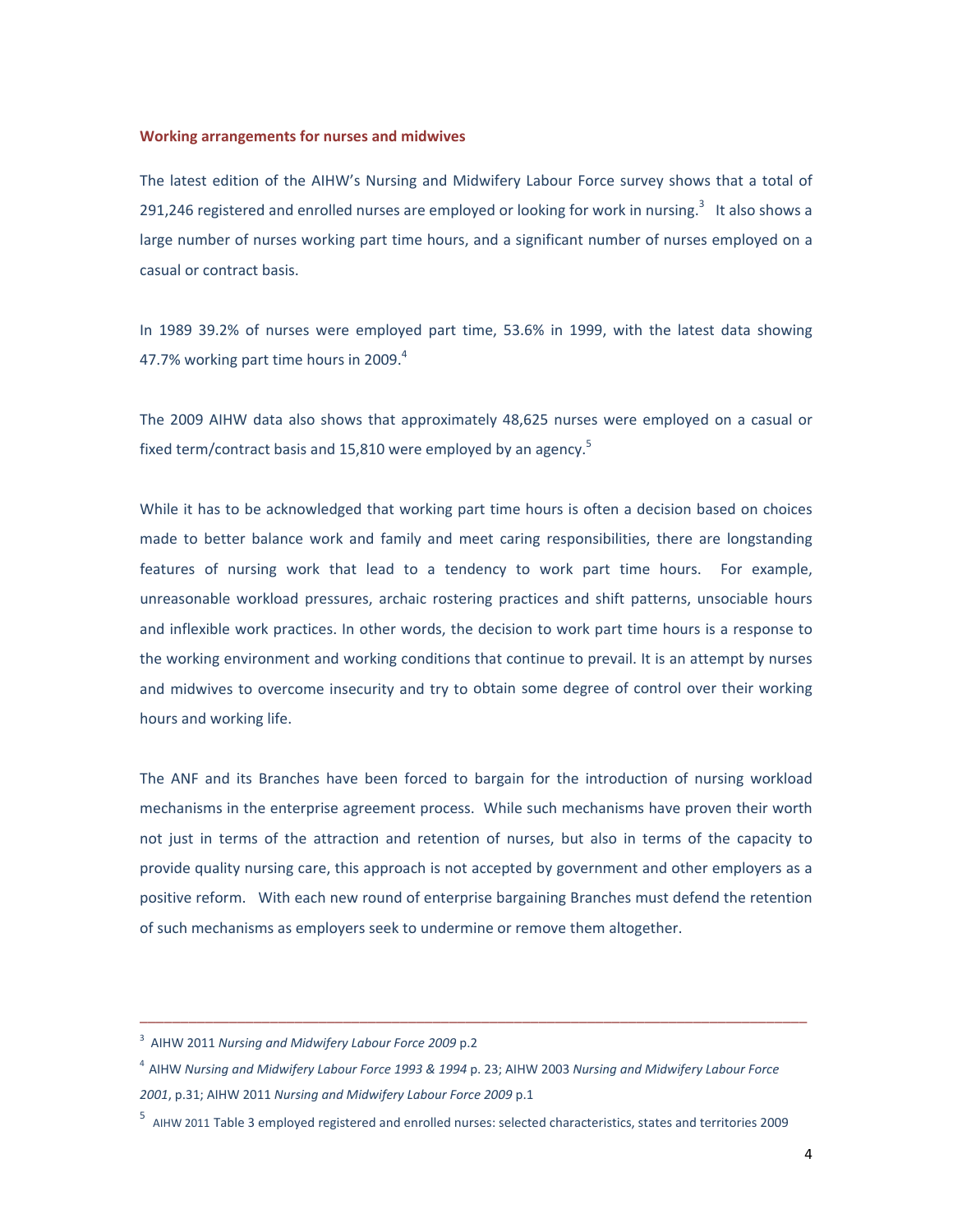**Working arrangements for nurses and midwives**

The latest edition of the AIHW's Nursing and Midwifery Labour Force survey shows that a total of 291,246 registered and enrolled nurses are employed or looking for work in nursing.[3] It also shows a large number of nurses working part time hours, and a significant number of nurses employed on a casual or contract basis.

In 1989 39.2% of nurses were employed part time, 53.6% in 1999, with the latest data showing 47.7% working part time hours in 2009.[4]

The 2009 AIHW data also shows that approximately 48,625 nurses were employed on a casual or fixed term/contract basis and 15,810 were employed by an agency.[5]

While it has to be acknowledged that working part time hours is often a decision based on choices made to better balance work and family and meet caring responsibilities, there are longstanding features of nursing work that lead to a tendency to work part time hours. For example, unreasonable workload pressures, archaic rostering practices and shift patterns, unsociable hours and inflexible work practices. In other words, the decision to work part time hours is a response to the working environment and working conditions that continue to prevail. It is an attempt by nurses and midwives to overcome insecurity and try to obtain some degree of control over their working hours and working life.

The ANF and its Branches have been forced to bargain for the introduction of nursing workload mechanisms in the enterprise agreement process. While such mechanisms have proven their worth not just in terms of the attraction and retention of nurses, but also in terms of the capacity to provide quality nursing care, this approach is not accepted by government and other employers as a positive reform. With each new round of enterprise bargaining Branches must defend the retention of such mechanisms as employers seek to undermine or remove them altogether.

---

[3] AIHW 2011 *Nursing and Midwifery Labour Force 2009* p.2

[4] AIHW *Nursing and Midwifery Labour Force 1993 & 1994* p. 23; AIHW 2003 *Nursing and Midwifery Labour Force 2001*, p.31; AIHW 2011 *Nursing and Midwifery Labour Force 2009* p.1

[5] AIHW 2011 Table 3 employed registered and enrolled nurses: selected characteristics, states and territories 2009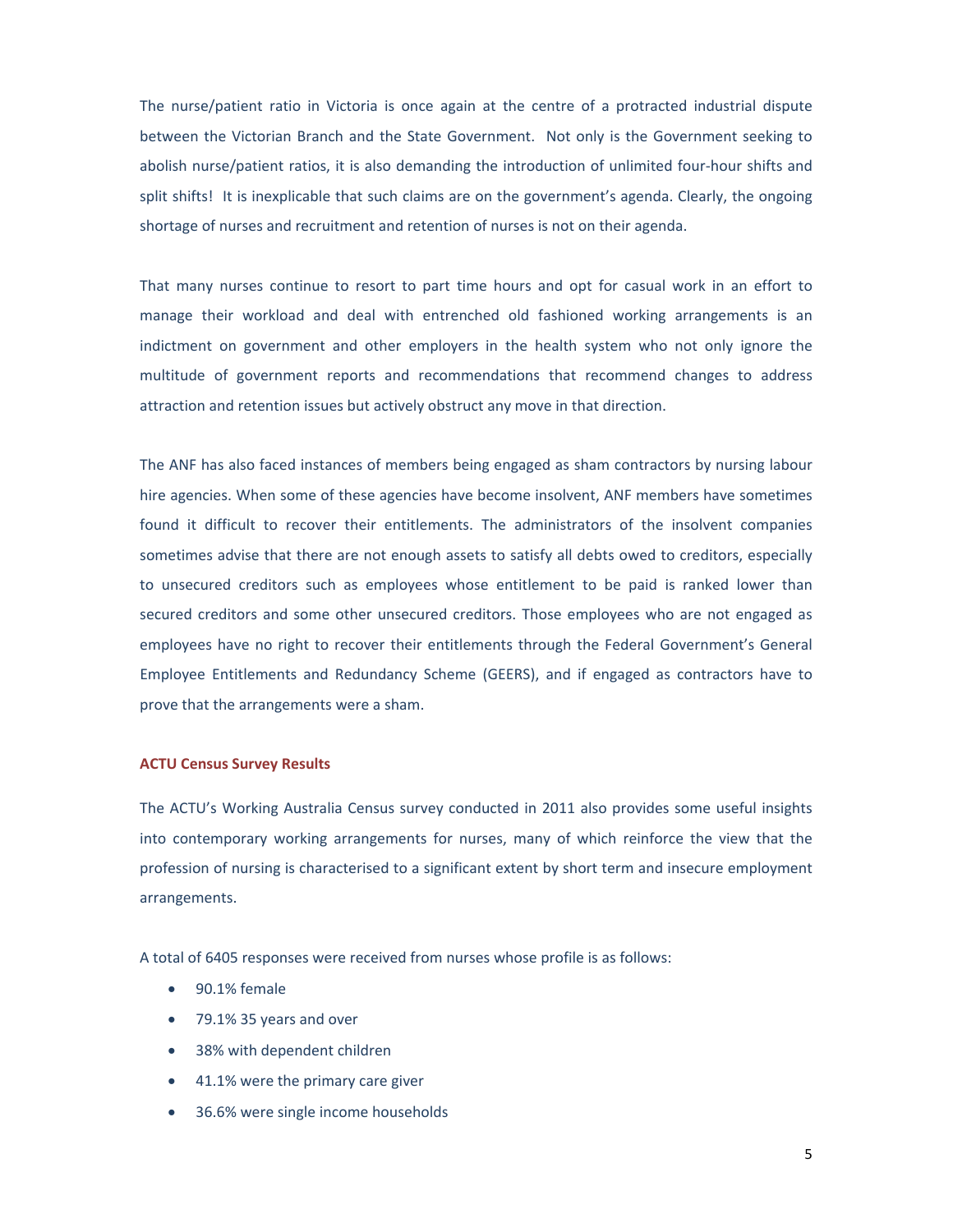The nurse/patient ratio in Victoria is once again at the centre of a protracted industrial dispute between the Victorian Branch and the State Government. Not only is the Government seeking to abolish nurse/patient ratios, it is also demanding the introduction of unlimited four-hour shifts and split shifts! It is inexplicable that such claims are on the government's agenda. Clearly, the ongoing shortage of nurses and recruitment and retention of nurses is not on their agenda.

That many nurses continue to resort to part time hours and opt for casual work in an effort to manage their workload and deal with entrenched old fashioned working arrangements is an indictment on government and other employers in the health system who not only ignore the multitude of government reports and recommendations that recommend changes to address attraction and retention issues but actively obstruct any move in that direction.

The ANF has also faced instances of members being engaged as sham contractors by nursing labour hire agencies. When some of these agencies have become insolvent, ANF members have sometimes found it difficult to recover their entitlements. The administrators of the insolvent companies sometimes advise that there are not enough assets to satisfy all debts owed to creditors, especially to unsecured creditors such as employees whose entitlement to be paid is ranked lower than secured creditors and some other unsecured creditors. Those employees who are not engaged as employees have no right to recover their entitlements through the Federal Government's General Employee Entitlements and Redundancy Scheme (GEERS), and if engaged as contractors have to prove that the arrangements were a sham.

### ACTU Census Survey Results

The ACTU's Working Australia Census survey conducted in 2011 also provides some useful insights into contemporary working arrangements for nurses, many of which reinforce the view that the profession of nursing is characterised to a significant extent by short term and insecure employment arrangements.

A total of 6405 responses were received from nurses whose profile is as follows:

- 90.1% female
- 79.1% 35 years and over
- 38% with dependent children
- 41.1% were the primary care giver
- 36.6% were single income households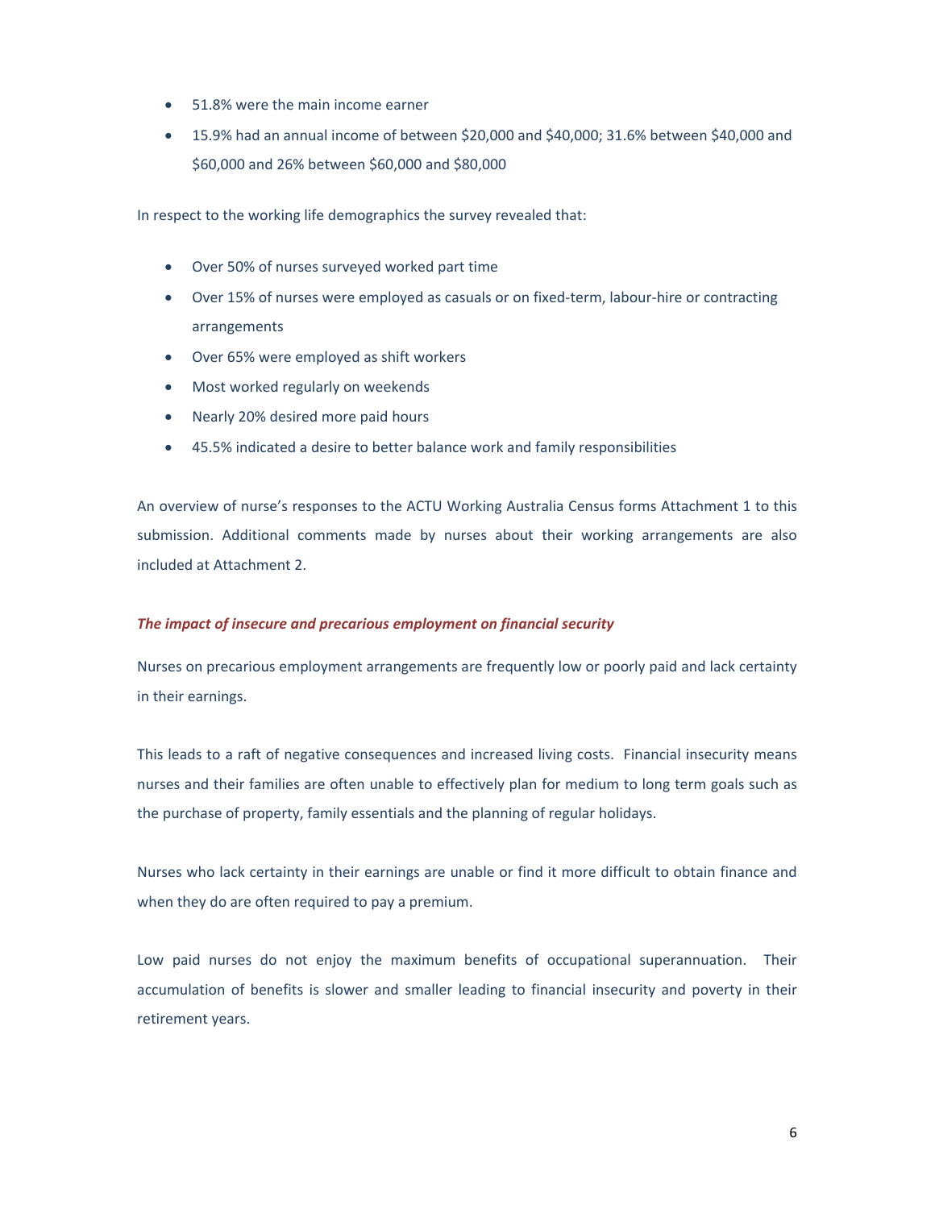- 51.8% were the main income earner
- 15.9% had an annual income of between $20,000 and $40,000; 31.6% between $40,000 and $60,000 and 26% between $60,000 and $80,000

In respect to the working life demographics the survey revealed that:

- Over 50% of nurses surveyed worked part time
- Over 15% of nurses were employed as casuals or on fixed-term, labour-hire or contracting arrangements
- Over 65% were employed as shift workers
- Most worked regularly on weekends
- Nearly 20% desired more paid hours
- 45.5% indicated a desire to better balance work and family responsibilities

An overview of nurse's responses to the ACTU Working Australia Census forms Attachment 1 to this submission. Additional comments made by nurses about their working arrangements are also included at Attachment 2.

### *The impact of insecure and precarious employment on financial security*

Nurses on precarious employment arrangements are frequently low or poorly paid and lack certainty in their earnings.

This leads to a raft of negative consequences and increased living costs. Financial insecurity means nurses and their families are often unable to effectively plan for medium to long term goals such as the purchase of property, family essentials and the planning of regular holidays.

Nurses who lack certainty in their earnings are unable or find it more difficult to obtain finance and when they do are often required to pay a premium.

Low paid nurses do not enjoy the maximum benefits of occupational superannuation. Their accumulation of benefits is slower and smaller leading to financial insecurity and poverty in their retirement years.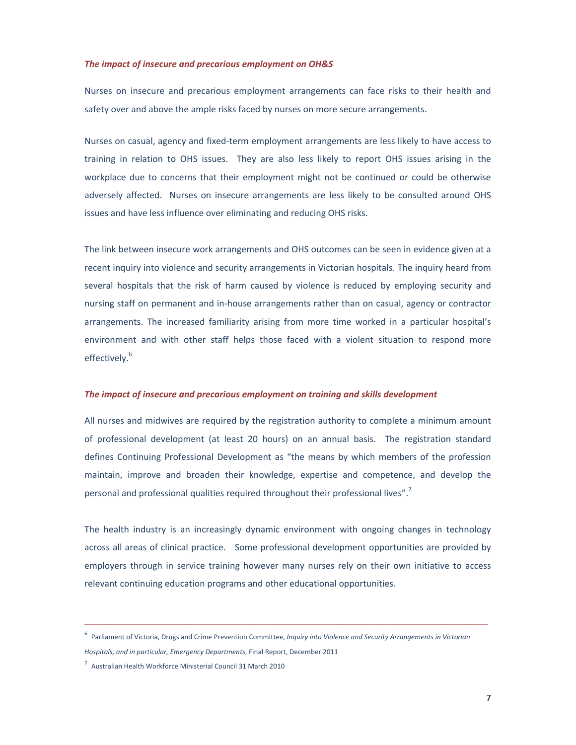### *The impact of insecure and precarious employment on OH&S*

Nurses on insecure and precarious employment arrangements can face risks to their health and safety over and above the ample risks faced by nurses on more secure arrangements.

Nurses on casual, agency and fixed-term employment arrangements are less likely to have access to training in relation to OHS issues. They are also less likely to report OHS issues arising in the workplace due to concerns that their employment might not be continued or could be otherwise adversely affected. Nurses on insecure arrangements are less likely to be consulted around OHS issues and have less influence over eliminating and reducing OHS risks.

The link between insecure work arrangements and OHS outcomes can be seen in evidence given at a recent inquiry into violence and security arrangements in Victorian hospitals. The inquiry heard from several hospitals that the risk of harm caused by violence is reduced by employing security and nursing staff on permanent and in-house arrangements rather than on casual, agency or contractor arrangements. The increased familiarity arising from more time worked in a particular hospital's environment and with other staff helps those faced with a violent situation to respond more effectively.[6]

### *The impact of insecure and precarious employment on training and skills development*

All nurses and midwives are required by the registration authority to complete a minimum amount of professional development (at least 20 hours) on an annual basis. The registration standard defines Continuing Professional Development as "the means by which members of the profession maintain, improve and broaden their knowledge, expertise and competence, and develop the personal and professional qualities required throughout their professional lives".[7]

The health industry is an increasingly dynamic environment with ongoing changes in technology across all areas of clinical practice. Some professional development opportunities are provided by employers through in service training however many nurses rely on their own initiative to access relevant continuing education programs and other educational opportunities.

---

[6] Parliament of Victoria, Drugs and Crime Prevention Committee, *Inquiry into Violence and Security Arrangements in Victorian Hospitals, and in particular, Emergency Departments*, Final Report, December 2011

[7] Australian Health Workforce Ministerial Council 31 March 2010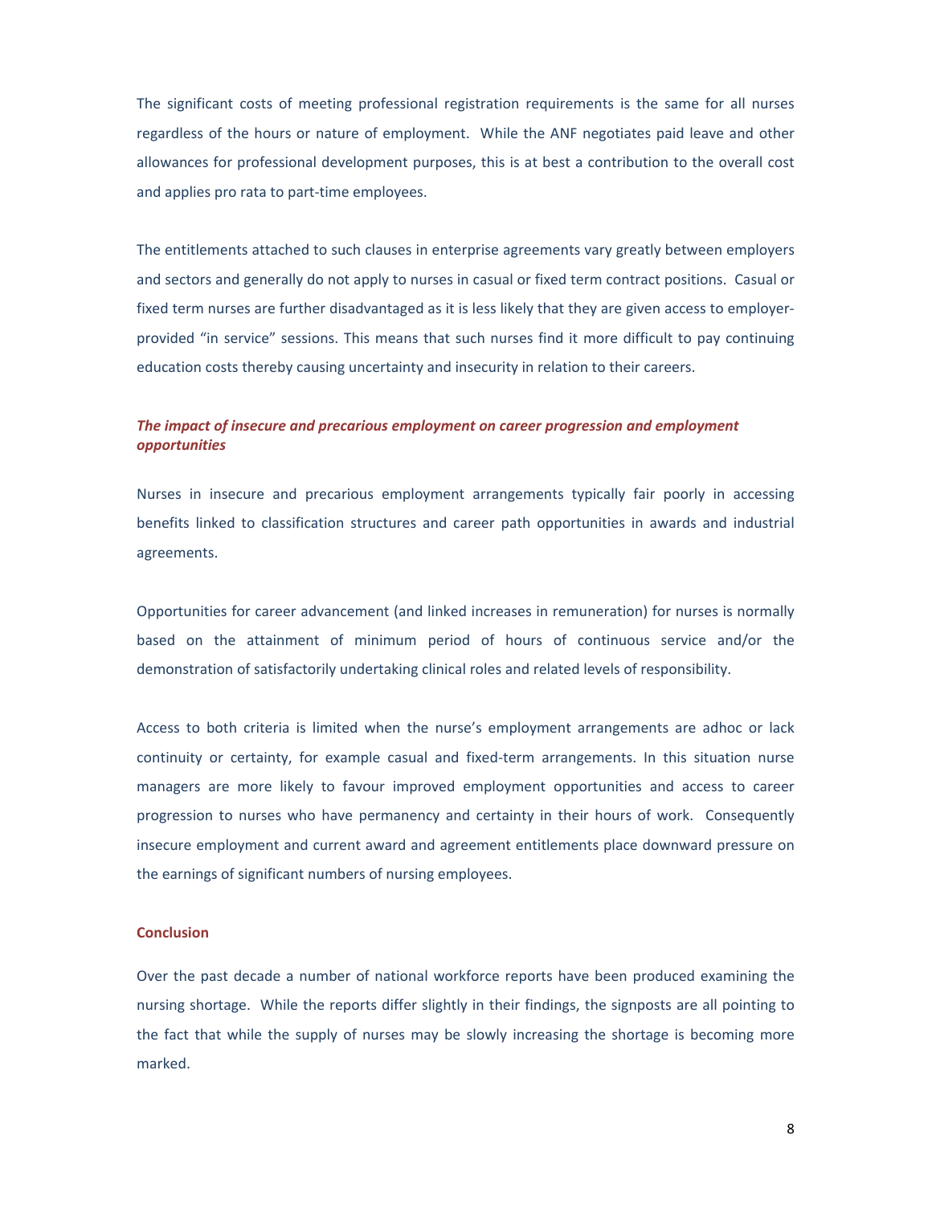The significant costs of meeting professional registration requirements is the same for all nurses regardless of the hours or nature of employment. While the ANF negotiates paid leave and other allowances for professional development purposes, this is at best a contribution to the overall cost and applies pro rata to part-time employees.

The entitlements attached to such clauses in enterprise agreements vary greatly between employers and sectors and generally do not apply to nurses in casual or fixed term contract positions. Casual or fixed term nurses are further disadvantaged as it is less likely that they are given access to employer-provided "in service" sessions. This means that such nurses find it more difficult to pay continuing education costs thereby causing uncertainty and insecurity in relation to their careers.

### *The impact of insecure and precarious employment on career progression and employment opportunities*

Nurses in insecure and precarious employment arrangements typically fair poorly in accessing benefits linked to classification structures and career path opportunities in awards and industrial agreements.

Opportunities for career advancement (and linked increases in remuneration) for nurses is normally based on the attainment of minimum period of hours of continuous service and/or the demonstration of satisfactorily undertaking clinical roles and related levels of responsibility.

Access to both criteria is limited when the nurse's employment arrangements are adhoc or lack continuity or certainty, for example casual and fixed-term arrangements. In this situation nurse managers are more likely to favour improved employment opportunities and access to career progression to nurses who have permanency and certainty in their hours of work. Consequently insecure employment and current award and agreement entitlements place downward pressure on the earnings of significant numbers of nursing employees.

## Conclusion

Over the past decade a number of national workforce reports have been produced examining the nursing shortage. While the reports differ slightly in their findings, the signposts are all pointing to the fact that while the supply of nurses may be slowly increasing the shortage is becoming more marked.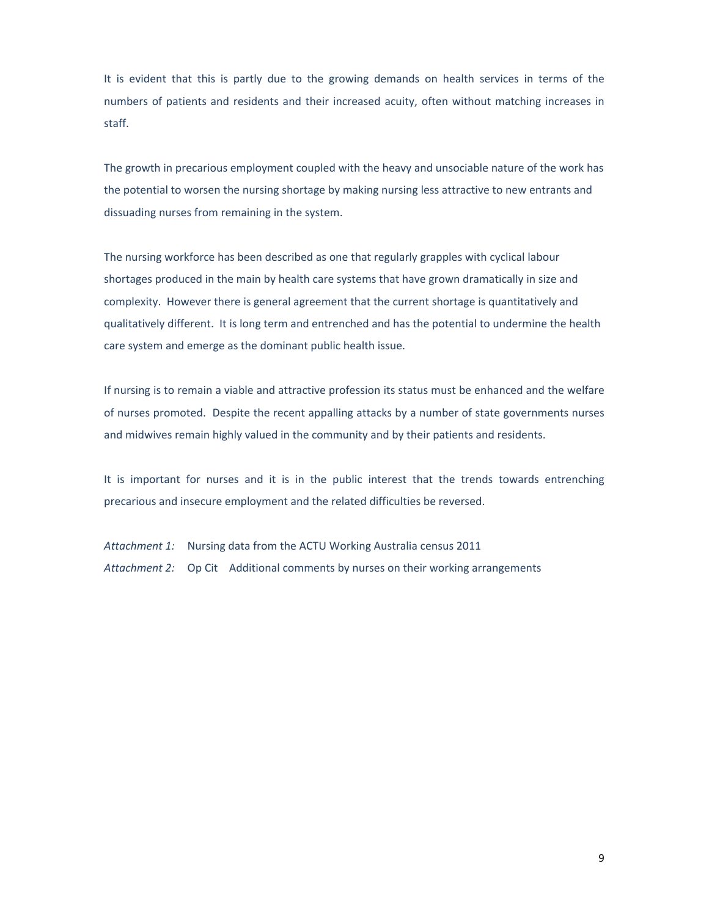It is evident that this is partly due to the growing demands on health services in terms of the numbers of patients and residents and their increased acuity, often without matching increases in staff.

The growth in precarious employment coupled with the heavy and unsociable nature of the work has the potential to worsen the nursing shortage by making nursing less attractive to new entrants and dissuading nurses from remaining in the system.

The nursing workforce has been described as one that regularly grapples with cyclical labour shortages produced in the main by health care systems that have grown dramatically in size and complexity. However there is general agreement that the current shortage is quantitatively and qualitatively different. It is long term and entrenched and has the potential to undermine the health care system and emerge as the dominant public health issue.

If nursing is to remain a viable and attractive profession its status must be enhanced and the welfare of nurses promoted. Despite the recent appalling attacks by a number of state governments nurses and midwives remain highly valued in the community and by their patients and residents.

It is important for nurses and it is in the public interest that the trends towards entrenching precarious and insecure employment and the related difficulties be reversed.

*Attachment 1:* Nursing data from the ACTU Working Australia census 2011

*Attachment 2:* Op Cit Additional comments by nurses on their working arrangements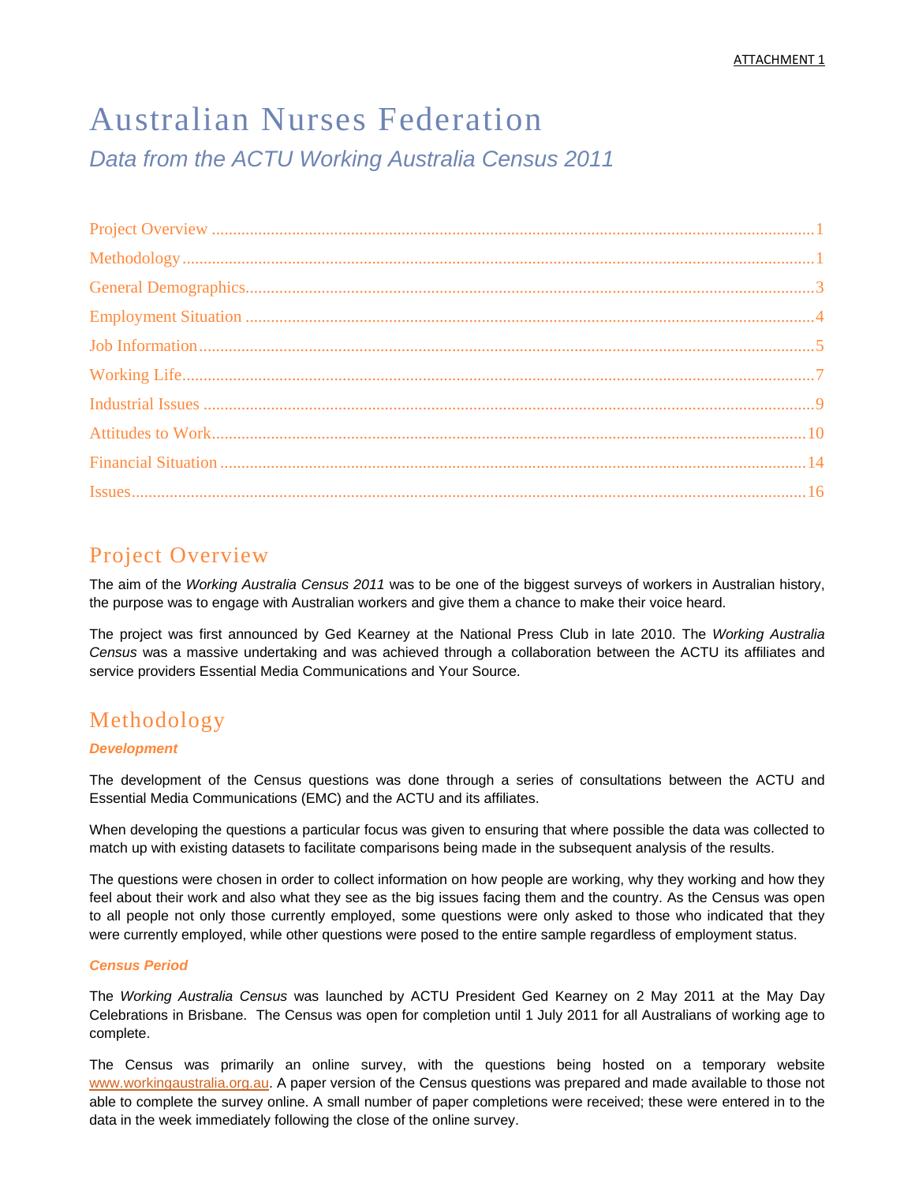ATTACHMENT 1

# Australian Nurses Federation

*Data from the ACTU Working Australia Census 2011*

- Project Overview ..... 1
- Methodology ..... 1
- General Demographics ..... 3
- Employment Situation ..... 4
- Job Information ..... 5
- Working Life ..... 7
- Industrial Issues ..... 9
- Attitudes to Work ..... 10
- Financial Situation ..... 14
- Issues ..... 16

## Project Overview

The aim of the *Working Australia Census 2011* was to be one of the biggest surveys of workers in Australian history, the purpose was to engage with Australian workers and give them a chance to make their voice heard.

The project was first announced by Ged Kearney at the National Press Club in late 2010. The *Working Australia Census* was a massive undertaking and was achieved through a collaboration between the ACTU its affiliates and service providers Essential Media Communications and Your Source.

## Methodology

### *Development*

The development of the Census questions was done through a series of consultations between the ACTU and Essential Media Communications (EMC) and the ACTU and its affiliates.

When developing the questions a particular focus was given to ensuring that where possible the data was collected to match up with existing datasets to facilitate comparisons being made in the subsequent analysis of the results.

The questions were chosen in order to collect information on how people are working, why they working and how they feel about their work and also what they see as the big issues facing them and the country. As the Census was open to all people not only those currently employed, some questions were only asked to those who indicated that they were currently employed, while other questions were posed to the entire sample regardless of employment status.

### *Census Period*

The *Working Australia Census* was launched by ACTU President Ged Kearney on 2 May 2011 at the May Day Celebrations in Brisbane. The Census was open for completion until 1 July 2011 for all Australians of working age to complete.

The Census was primarily an online survey, with the questions being hosted on a temporary website www.workingaustralia.org.au. A paper version of the Census questions was prepared and made available to those not able to complete the survey online. A small number of paper completions were received; these were entered in to the data in the week immediately following the close of the online survey.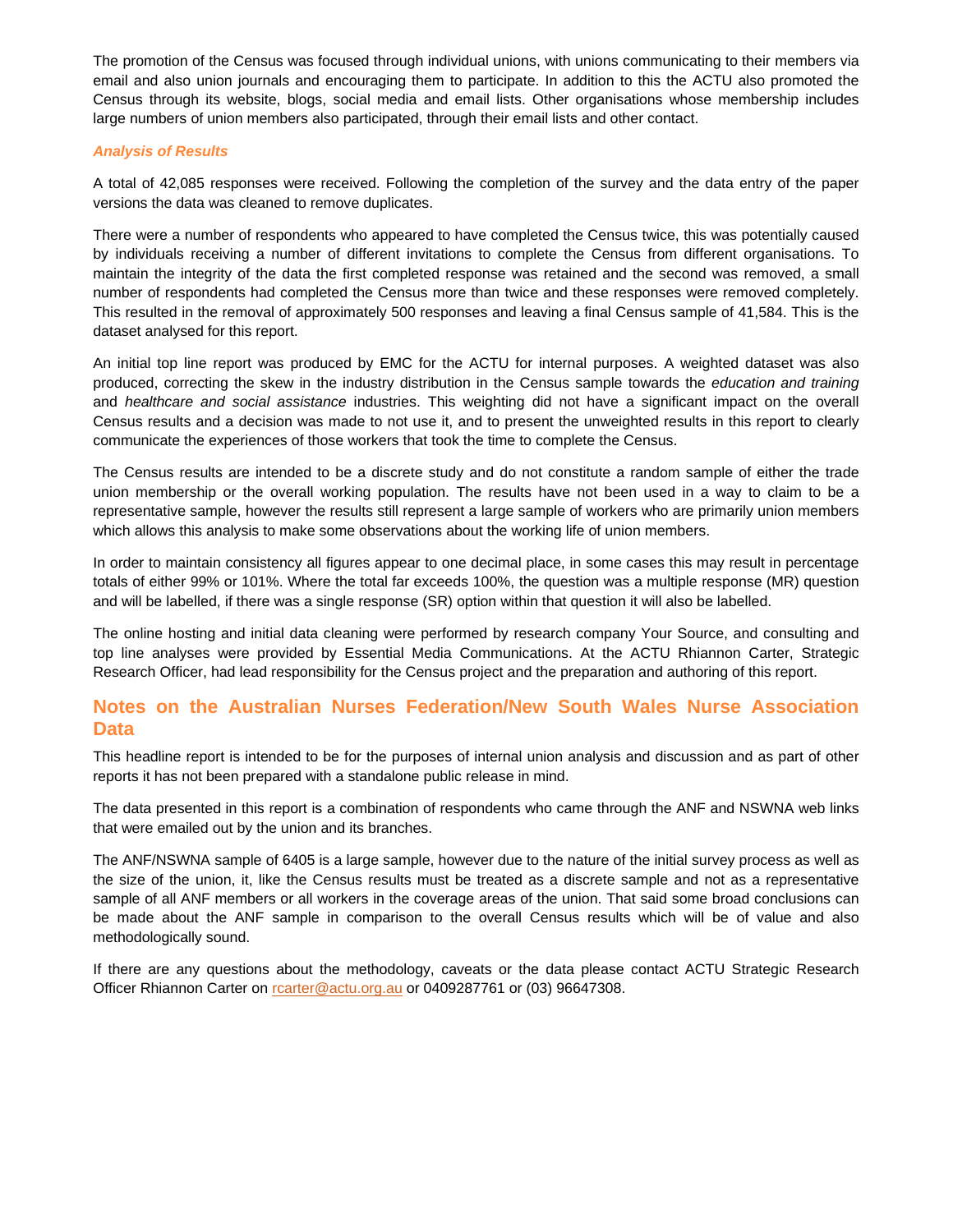The promotion of the Census was focused through individual unions, with unions communicating to their members via email and also union journals and encouraging them to participate. In addition to this the ACTU also promoted the Census through its website, blogs, social media and email lists. Other organisations whose membership includes large numbers of union members also participated, through their email lists and other contact.

### *Analysis of Results*

A total of 42,085 responses were received. Following the completion of the survey and the data entry of the paper versions the data was cleaned to remove duplicates.

There were a number of respondents who appeared to have completed the Census twice, this was potentially caused by individuals receiving a number of different invitations to complete the Census from different organisations. To maintain the integrity of the data the first completed response was retained and the second was removed, a small number of respondents had completed the Census more than twice and these responses were removed completely. This resulted in the removal of approximately 500 responses and leaving a final Census sample of 41,584. This is the dataset analysed for this report.

An initial top line report was produced by EMC for the ACTU for internal purposes. A weighted dataset was also produced, correcting the skew in the industry distribution in the Census sample towards the *education and training* and *healthcare and social assistance* industries. This weighting did not have a significant impact on the overall Census results and a decision was made to not use it, and to present the unweighted results in this report to clearly communicate the experiences of those workers that took the time to complete the Census.

The Census results are intended to be a discrete study and do not constitute a random sample of either the trade union membership or the overall working population. The results have not been used in a way to claim to be a representative sample, however the results still represent a large sample of workers who are primarily union members which allows this analysis to make some observations about the working life of union members.

In order to maintain consistency all figures appear to one decimal place, in some cases this may result in percentage totals of either 99% or 101%. Where the total far exceeds 100%, the question was a multiple response (MR) question and will be labelled, if there was a single response (SR) option within that question it will also be labelled.

The online hosting and initial data cleaning were performed by research company Your Source, and consulting and top line analyses were provided by Essential Media Communications. At the ACTU Rhiannon Carter, Strategic Research Officer, had lead responsibility for the Census project and the preparation and authoring of this report.

## Notes on the Australian Nurses Federation/New South Wales Nurse Association Data

This headline report is intended to be for the purposes of internal union analysis and discussion and as part of other reports it has not been prepared with a standalone public release in mind.

The data presented in this report is a combination of respondents who came through the ANF and NSWNA web links that were emailed out by the union and its branches.

The ANF/NSWNA sample of 6405 is a large sample, however due to the nature of the initial survey process as well as the size of the union, it, like the Census results must be treated as a discrete sample and not as a representative sample of all ANF members or all workers in the coverage areas of the union. That said some broad conclusions can be made about the ANF sample in comparison to the overall Census results which will be of value and also methodologically sound.

If there are any questions about the methodology, caveats or the data please contact ACTU Strategic Research Officer Rhiannon Carter on rcarter@actu.org.au or 0409287761 or (03) 96647308.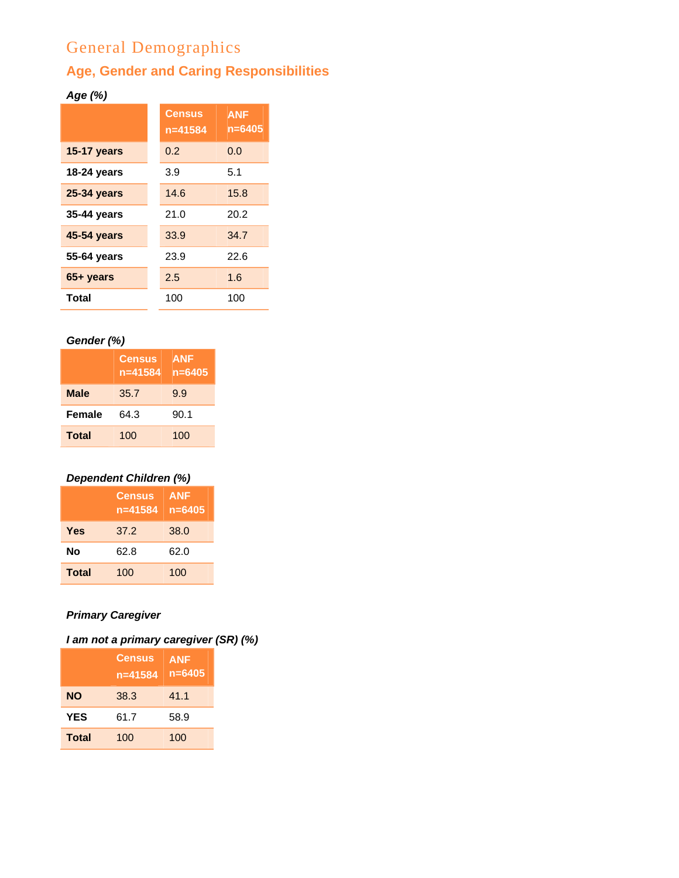# General Demographics

## Age, Gender and Caring Responsibilities

***Age (%)***

| | Census n=41584 | ANF n=6405 |
|---|---|---|
| **15-17 years** | 0.2 | 0.0 |
| **18-24 years** | 3.9 | 5.1 |
| **25-34 years** | 14.6 | 15.8 |
| **35-44 years** | 21.0 | 20.2 |
| **45-54 years** | 33.9 | 34.7 |
| **55-64 years** | 23.9 | 22.6 |
| **65+ years** | 2.5 | 1.6 |
| **Total** | 100 | 100 |

***Gender (%)***

| | Census n=41584 | ANF n=6405 |
|---|---|---|
| **Male** | 35.7 | 9.9 |
| **Female** | 64.3 | 90.1 |
| **Total** | 100 | 100 |

***Dependent Children (%)***

| | Census n=41584 | ANF n=6405 |
|---|---|---|
| **Yes** | 37.2 | 38.0 |
| **No** | 62.8 | 62.0 |
| **Total** | 100 | 100 |

***Primary Caregiver***

***I am not a primary caregiver (SR) (%)***

| | Census n=41584 | ANF n=6405 |
|---|---|---|
| **NO** | 38.3 | 41.1 |
| **YES** | 61.7 | 58.9 |
| **Total** | 100 | 100 |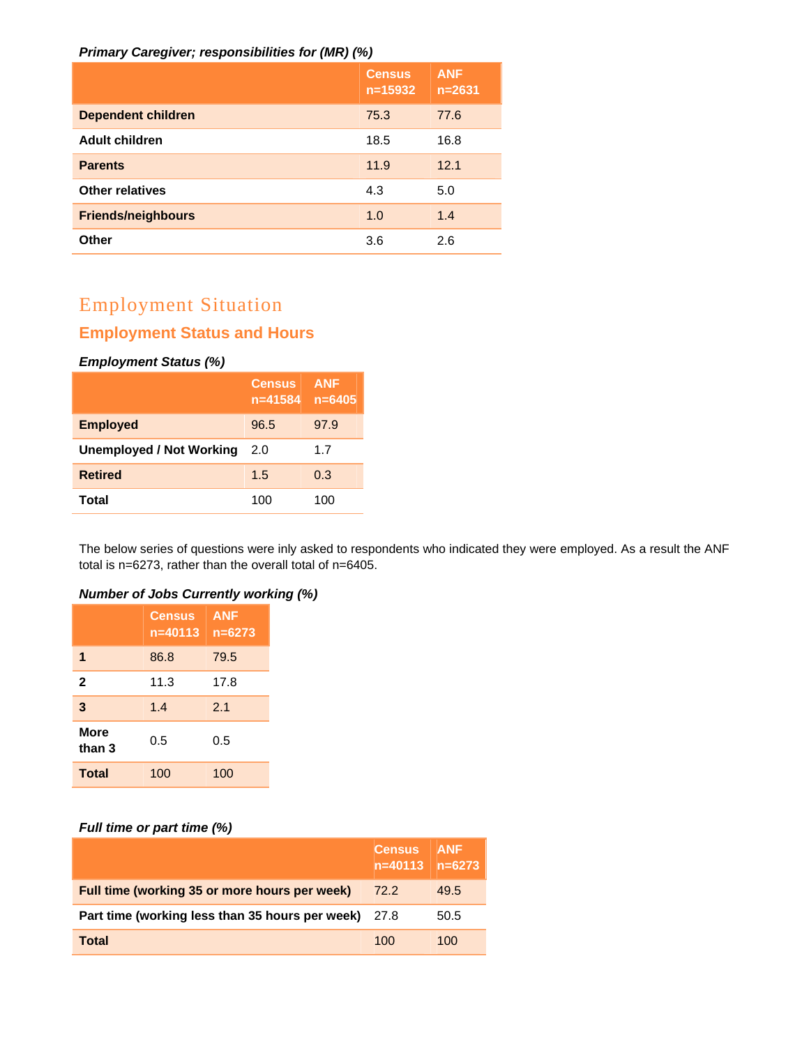*Primary Caregiver; responsibilities for (MR) (%)*

| | Census n=15932 | ANF n=2631 |
|---|---|---|
| **Dependent children** | 75.3 | 77.6 |
| **Adult children** | 18.5 | 16.8 |
| **Parents** | 11.9 | 12.1 |
| **Other relatives** | 4.3 | 5.0 |
| **Friends/neighbours** | 1.0 | 1.4 |
| **Other** | 3.6 | 2.6 |

# Employment Situation

## Employment Status and Hours

*Employment Status (%)*

| | Census n=41584 | ANF n=6405 |
|---|---|---|
| **Employed** | 96.5 | 97.9 |
| **Unemployed / Not Working** | 2.0 | 1.7 |
| **Retired** | 1.5 | 0.3 |
| **Total** | 100 | 100 |

The below series of questions were inly asked to respondents who indicated they were employed. As a result the ANF total is n=6273, rather than the overall total of n=6405.

*Number of Jobs Currently working (%)*

| | Census n=40113 | ANF n=6273 |
|---|---|---|
| **1** | 86.8 | 79.5 |
| **2** | 11.3 | 17.8 |
| **3** | 1.4 | 2.1 |
| **More than 3** | 0.5 | 0.5 |
| **Total** | 100 | 100 |

*Full time or part time (%)*

| | Census n=40113 | ANF n=6273 |
|---|---|---|
| **Full time (working 35 or more hours per week)** | 72.2 | 49.5 |
| **Part time (working less than 35 hours per week)** | 27.8 | 50.5 |
| **Total** | 100 | 100 |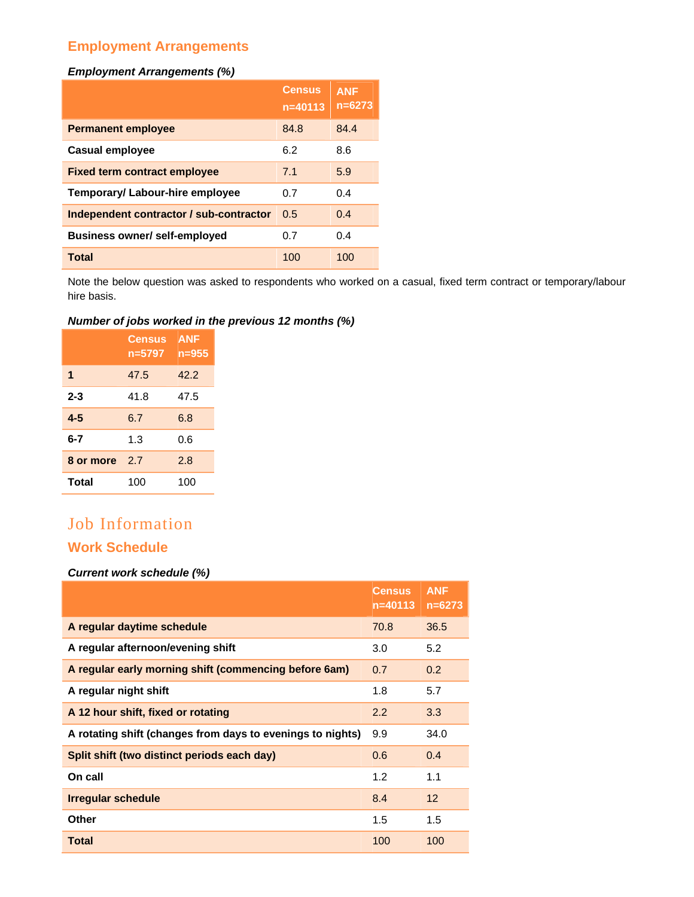## Employment Arrangements

***Employment Arrangements (%)***

| | Census n=40113 | ANF n=6273 |
|---|---|---|
| **Permanent employee** | 84.8 | 84.4 |
| **Casual employee** | 6.2 | 8.6 |
| **Fixed term contract employee** | 7.1 | 5.9 |
| **Temporary/ Labour-hire employee** | 0.7 | 0.4 |
| **Independent contractor / sub-contractor** | 0.5 | 0.4 |
| **Business owner/ self-employed** | 0.7 | 0.4 |
| **Total** | 100 | 100 |

Note the below question was asked to respondents who worked on a casual, fixed term contract or temporary/labour hire basis.

***Number of jobs worked in the previous 12 months (%)***

| | Census n=5797 | ANF n=955 |
|---|---|---|
| **1** | 47.5 | 42.2 |
| **2-3** | 41.8 | 47.5 |
| **4-5** | 6.7 | 6.8 |
| **6-7** | 1.3 | 0.6 |
| **8 or more** | 2.7 | 2.8 |
| **Total** | 100 | 100 |

# Job Information

## Work Schedule

***Current work schedule (%)***

| | Census n=40113 | ANF n=6273 |
|---|---|---|
| **A regular daytime schedule** | 70.8 | 36.5 |
| **A regular afternoon/evening shift** | 3.0 | 5.2 |
| **A regular early morning shift (commencing before 6am)** | 0.7 | 0.2 |
| **A regular night shift** | 1.8 | 5.7 |
| **A 12 hour shift, fixed or rotating** | 2.2 | 3.3 |
| **A rotating shift (changes from days to evenings to nights)** | 9.9 | 34.0 |
| **Split shift (two distinct periods each day)** | 0.6 | 0.4 |
| **On call** | 1.2 | 1.1 |
| **Irregular schedule** | 8.4 | 12 |
| **Other** | 1.5 | 1.5 |
| **Total** | 100 | 100 |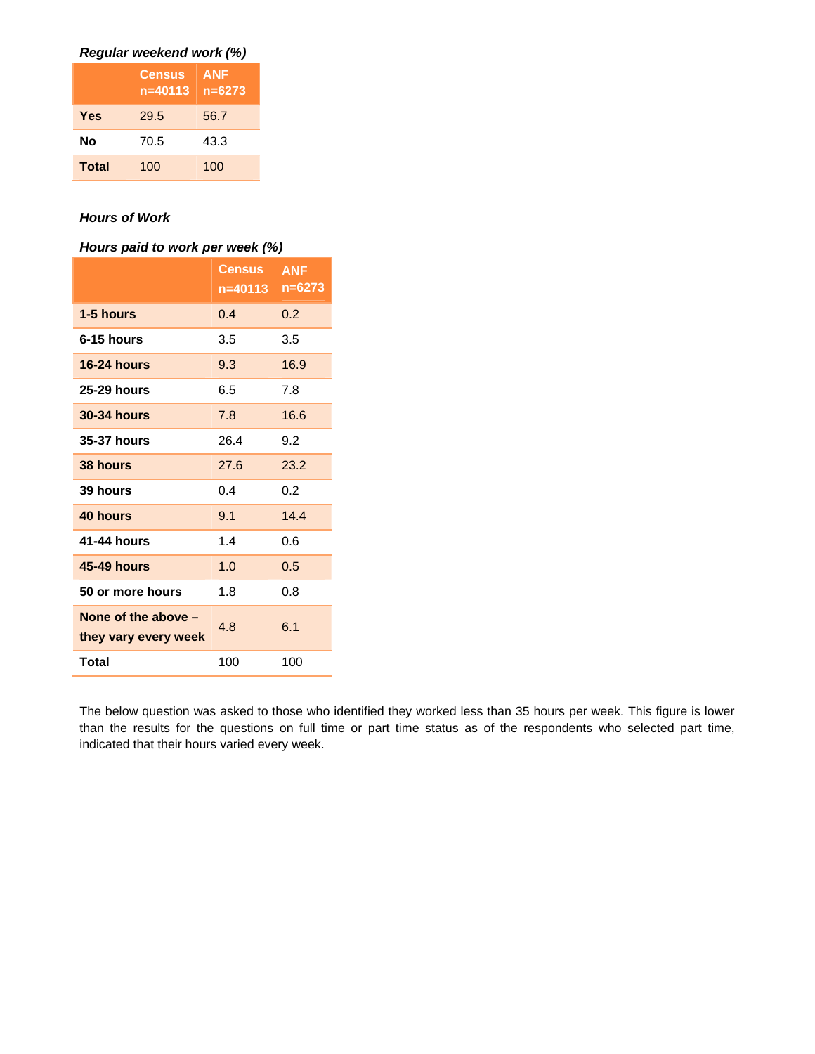***Regular weekend work (%)***

| | Census n=40113 | ANF n=6273 |
|---|---|---|
| **Yes** | 29.5 | 56.7 |
| **No** | 70.5 | 43.3 |
| **Total** | 100 | 100 |

***Hours of Work***

***Hours paid to work per week (%)***

| | Census n=40113 | ANF n=6273 |
|---|---|---|
| **1-5 hours** | 0.4 | 0.2 |
| **6-15 hours** | 3.5 | 3.5 |
| **16-24 hours** | 9.3 | 16.9 |
| **25-29 hours** | 6.5 | 7.8 |
| **30-34 hours** | 7.8 | 16.6 |
| **35-37 hours** | 26.4 | 9.2 |
| **38 hours** | 27.6 | 23.2 |
| **39 hours** | 0.4 | 0.2 |
| **40 hours** | 9.1 | 14.4 |
| **41-44 hours** | 1.4 | 0.6 |
| **45-49 hours** | 1.0 | 0.5 |
| **50 or more hours** | 1.8 | 0.8 |
| **None of the above – they vary every week** | 4.8 | 6.1 |
| **Total** | 100 | 100 |

The below question was asked to those who identified they worked less than 35 hours per week. This figure is lower than the results for the questions on full time or part time status as of the respondents who selected part time, indicated that their hours varied every week.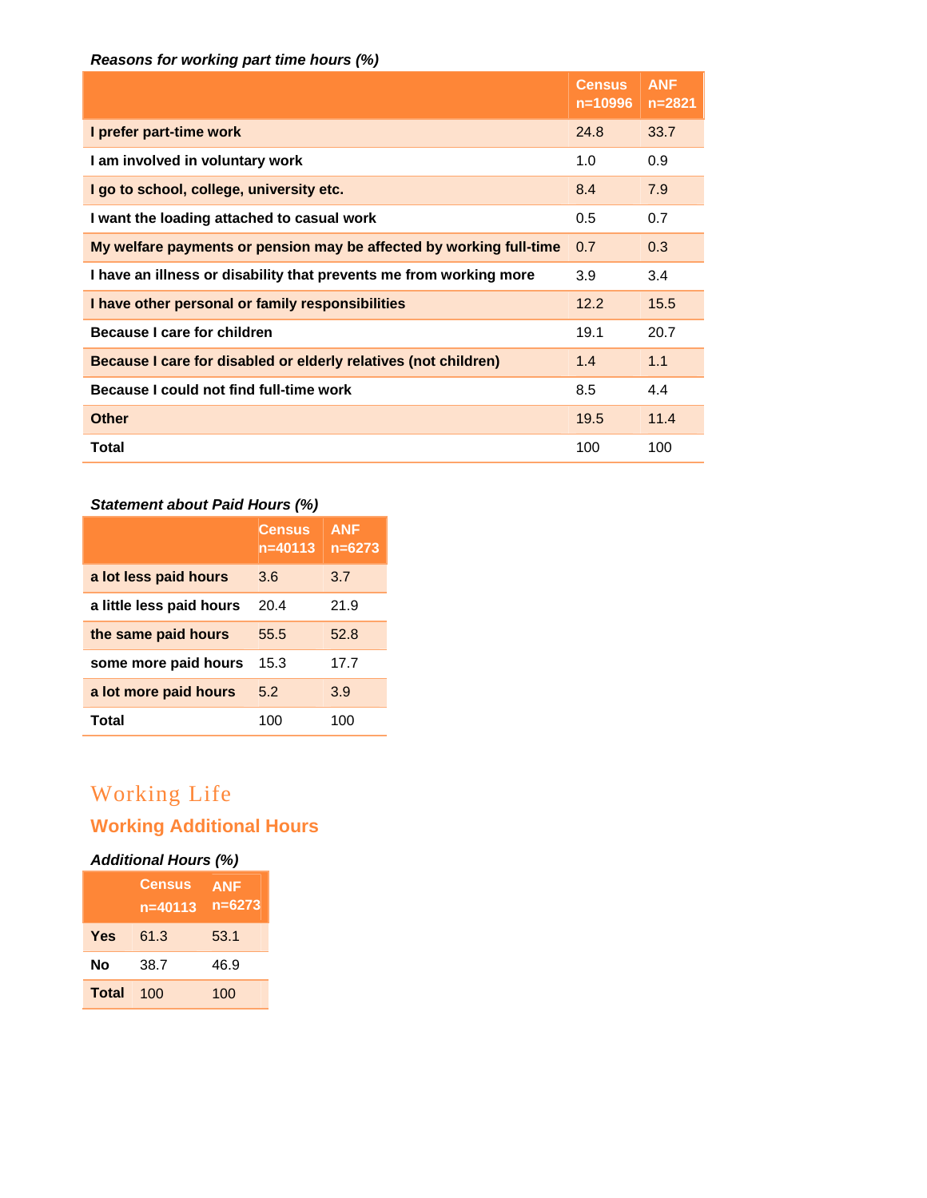*Reasons for working part time hours (%)*

| | Census n=10996 | ANF n=2821 |
|---|---|---|
| **I prefer part-time work** | 24.8 | 33.7 |
| **I am involved in voluntary work** | 1.0 | 0.9 |
| **I go to school, college, university etc.** | 8.4 | 7.9 |
| **I want the loading attached to casual work** | 0.5 | 0.7 |
| **My welfare payments or pension may be affected by working full-time** | 0.7 | 0.3 |
| **I have an illness or disability that prevents me from working more** | 3.9 | 3.4 |
| **I have other personal or family responsibilities** | 12.2 | 15.5 |
| **Because I care for children** | 19.1 | 20.7 |
| **Because I care for disabled or elderly relatives (not children)** | 1.4 | 1.1 |
| **Because I could not find full-time work** | 8.5 | 4.4 |
| **Other** | 19.5 | 11.4 |
| **Total** | 100 | 100 |

*Statement about Paid Hours (%)*

| | Census n=40113 | ANF n=6273 |
|---|---|---|
| **a lot less paid hours** | 3.6 | 3.7 |
| **a little less paid hours** | 20.4 | 21.9 |
| **the same paid hours** | 55.5 | 52.8 |
| **some more paid hours** | 15.3 | 17.7 |
| **a lot more paid hours** | 5.2 | 3.9 |
| **Total** | 100 | 100 |

# Working Life

## Working Additional Hours

*Additional Hours (%)*

| | Census n=40113 | ANF n=6273 |
|---|---|---|
| **Yes** | 61.3 | 53.1 |
| **No** | 38.7 | 46.9 |
| **Total** | 100 | 100 |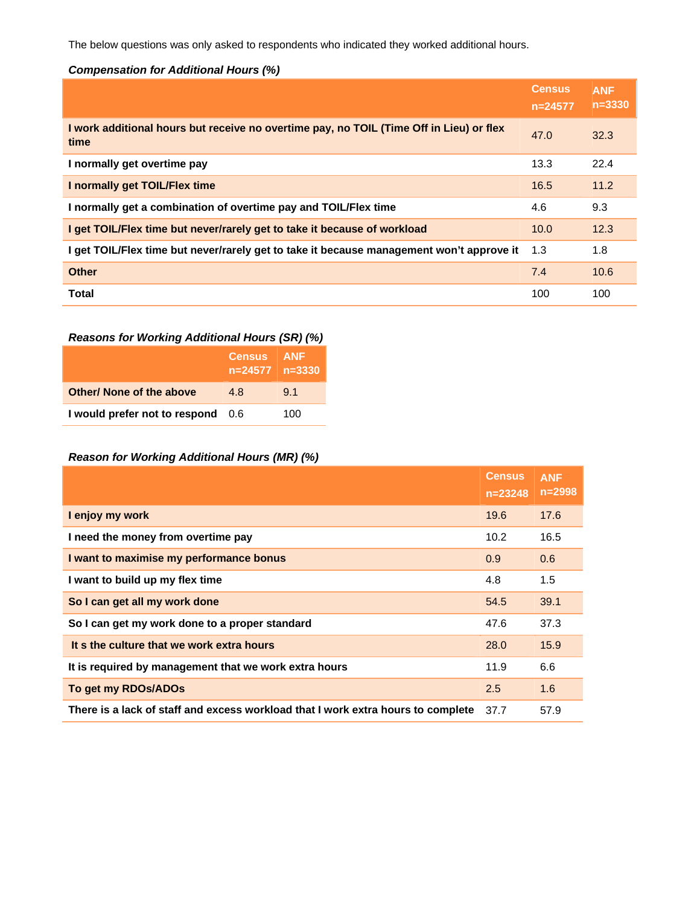The below questions was only asked to respondents who indicated they worked additional hours.

*Compensation for Additional Hours (%)*

| | Census n=24577 | ANF n=3330 |
|---|---|---|
| **I work additional hours but receive no overtime pay, no TOIL (Time Off in Lieu) or flex time** | 47.0 | 32.3 |
| **I normally get overtime pay** | 13.3 | 22.4 |
| **I normally get TOIL/Flex time** | 16.5 | 11.2 |
| **I normally get a combination of overtime pay and TOIL/Flex time** | 4.6 | 9.3 |
| **I get TOIL/Flex time but never/rarely get to take it because of workload** | 10.0 | 12.3 |
| **I get TOIL/Flex time but never/rarely get to take it because management won't approve it** | 1.3 | 1.8 |
| **Other** | 7.4 | 10.6 |
| **Total** | 100 | 100 |

*Reasons for Working Additional Hours (SR) (%)*

| | Census n=24577 | ANF n=3330 |
|---|---|---|
| **Other/ None of the above** | 4.8 | 9.1 |
| **I would prefer not to respond** | 0.6 | 100 |

*Reason for Working Additional Hours (MR) (%)*

| | Census n=23248 | ANF n=2998 |
|---|---|---|
| **I enjoy my work** | 19.6 | 17.6 |
| **I need the money from overtime pay** | 10.2 | 16.5 |
| **I want to maximise my performance bonus** | 0.9 | 0.6 |
| **I want to build up my flex time** | 4.8 | 1.5 |
| **So I can get all my work done** | 54.5 | 39.1 |
| **So I can get my work done to a proper standard** | 47.6 | 37.3 |
| **It s the culture that we work extra hours** | 28.0 | 15.9 |
| **It is required by management that we work extra hours** | 11.9 | 6.6 |
| **To get my RDOs/ADOs** | 2.5 | 1.6 |
| **There is a lack of staff and excess workload that I work extra hours to complete** | 37.7 | 57.9 |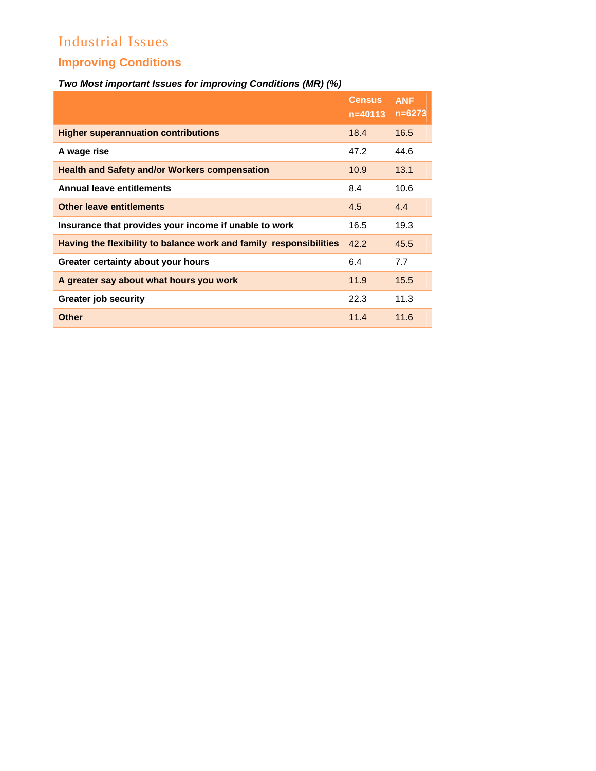# Industrial Issues

## Improving Conditions

***Two Most important Issues for improving Conditions (MR) (%)***

| | Census n=40113 | ANF n=6273 |
|---|---|---|
| **Higher superannuation contributions** | 18.4 | 16.5 |
| **A wage rise** | 47.2 | 44.6 |
| **Health and Safety and/or Workers compensation** | 10.9 | 13.1 |
| **Annual leave entitlements** | 8.4 | 10.6 |
| **Other leave entitlements** | 4.5 | 4.4 |
| **Insurance that provides your income if unable to work** | 16.5 | 19.3 |
| **Having the flexibility to balance work and family responsibilities** | 42.2 | 45.5 |
| **Greater certainty about your hours** | 6.4 | 7.7 |
| **A greater say about what hours you work** | 11.9 | 15.5 |
| **Greater job security** | 22.3 | 11.3 |
| **Other** | 11.4 | 11.6 |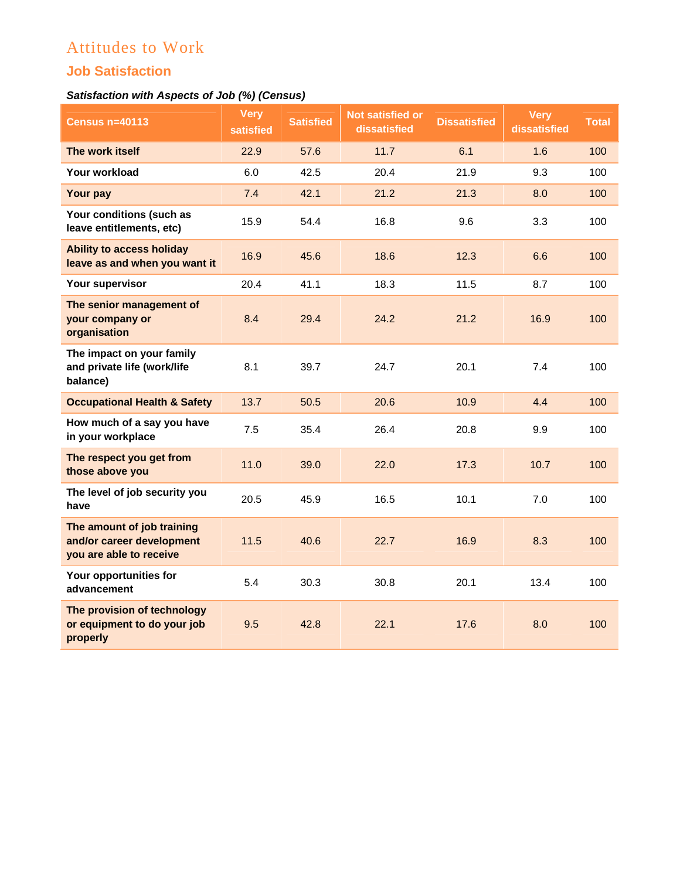# Attitudes to Work

## Job Satisfaction

***Satisfaction with Aspects of Job (%) (Census)***

| Census n=40113 | Very satisfied | Satisfied | Not satisfied or dissatisfied | Dissatisfied | Very dissatisfied | Total |
|---|---|---|---|---|---|---|
| **The work itself** | 22.9 | 57.6 | 11.7 | 6.1 | 1.6 | 100 |
| **Your workload** | 6.0 | 42.5 | 20.4 | 21.9 | 9.3 | 100 |
| **Your pay** | 7.4 | 42.1 | 21.2 | 21.3 | 8.0 | 100 |
| **Your conditions (such as leave entitlements, etc)** | 15.9 | 54.4 | 16.8 | 9.6 | 3.3 | 100 |
| **Ability to access holiday leave as and when you want it** | 16.9 | 45.6 | 18.6 | 12.3 | 6.6 | 100 |
| **Your supervisor** | 20.4 | 41.1 | 18.3 | 11.5 | 8.7 | 100 |
| **The senior management of your company or organisation** | 8.4 | 29.4 | 24.2 | 21.2 | 16.9 | 100 |
| **The impact on your family and private life (work/life balance)** | 8.1 | 39.7 | 24.7 | 20.1 | 7.4 | 100 |
| **Occupational Health & Safety** | 13.7 | 50.5 | 20.6 | 10.9 | 4.4 | 100 |
| **How much of a say you have in your workplace** | 7.5 | 35.4 | 26.4 | 20.8 | 9.9 | 100 |
| **The respect you get from those above you** | 11.0 | 39.0 | 22.0 | 17.3 | 10.7 | 100 |
| **The level of job security you have** | 20.5 | 45.9 | 16.5 | 10.1 | 7.0 | 100 |
| **The amount of job training and/or career development you are able to receive** | 11.5 | 40.6 | 22.7 | 16.9 | 8.3 | 100 |
| **Your opportunities for advancement** | 5.4 | 30.3 | 30.8 | 20.1 | 13.4 | 100 |
| **The provision of technology or equipment to do your job properly** | 9.5 | 42.8 | 22.1 | 17.6 | 8.0 | 100 |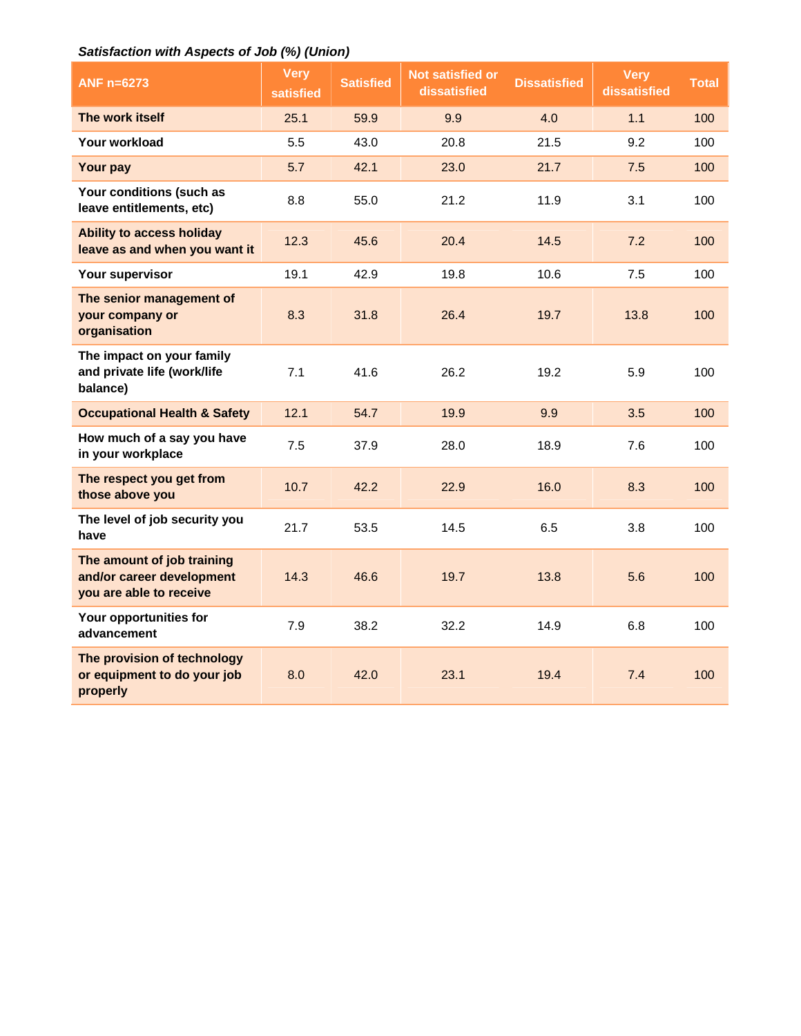*Satisfaction with Aspects of Job (%) (Union)*

| ANF n=6273 | Very satisfied | Satisfied | Not satisfied or dissatisfied | Dissatisfied | Very dissatisfied | Total |
|---|---|---|---|---|---|---|
| **The work itself** | 25.1 | 59.9 | 9.9 | 4.0 | 1.1 | 100 |
| **Your workload** | 5.5 | 43.0 | 20.8 | 21.5 | 9.2 | 100 |
| **Your pay** | 5.7 | 42.1 | 23.0 | 21.7 | 7.5 | 100 |
| **Your conditions (such as leave entitlements, etc)** | 8.8 | 55.0 | 21.2 | 11.9 | 3.1 | 100 |
| **Ability to access holiday leave as and when you want it** | 12.3 | 45.6 | 20.4 | 14.5 | 7.2 | 100 |
| **Your supervisor** | 19.1 | 42.9 | 19.8 | 10.6 | 7.5 | 100 |
| **The senior management of your company or organisation** | 8.3 | 31.8 | 26.4 | 19.7 | 13.8 | 100 |
| **The impact on your family and private life (work/life balance)** | 7.1 | 41.6 | 26.2 | 19.2 | 5.9 | 100 |
| **Occupational Health & Safety** | 12.1 | 54.7 | 19.9 | 9.9 | 3.5 | 100 |
| **How much of a say you have in your workplace** | 7.5 | 37.9 | 28.0 | 18.9 | 7.6 | 100 |
| **The respect you get from those above you** | 10.7 | 42.2 | 22.9 | 16.0 | 8.3 | 100 |
| **The level of job security you have** | 21.7 | 53.5 | 14.5 | 6.5 | 3.8 | 100 |
| **The amount of job training and/or career development you are able to receive** | 14.3 | 46.6 | 19.7 | 13.8 | 5.6 | 100 |
| **Your opportunities for advancement** | 7.9 | 38.2 | 32.2 | 14.9 | 6.8 | 100 |
| **The provision of technology or equipment to do your job properly** | 8.0 | 42.0 | 23.1 | 19.4 | 7.4 | 100 |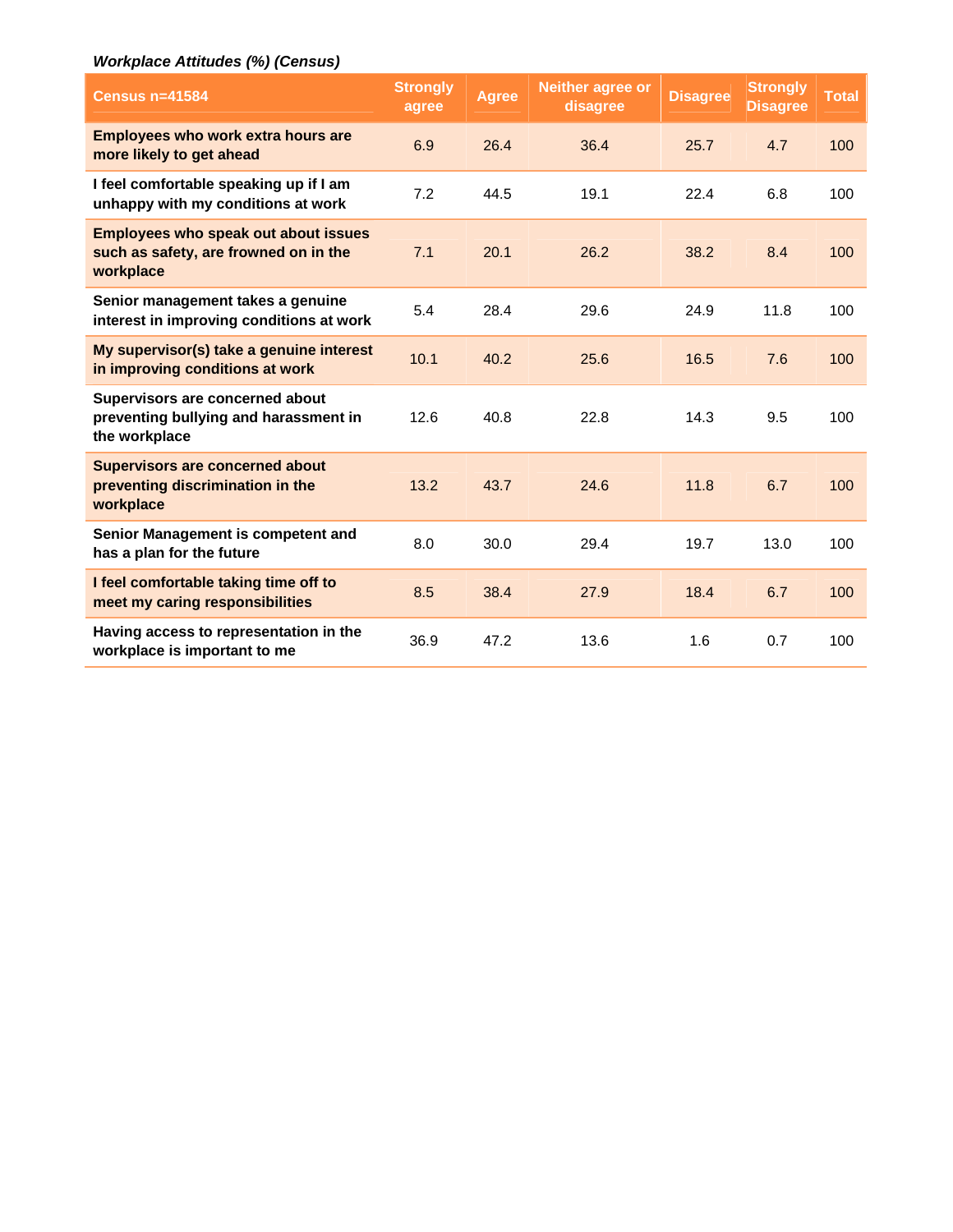*Workplace Attitudes (%) (Census)*

| Census n=41584 | Strongly agree | Agree | Neither agree or disagree | Disagree | Strongly Disagree | Total |
|---|---|---|---|---|---|---|
| **Employees who work extra hours are more likely to get ahead** | 6.9 | 26.4 | 36.4 | 25.7 | 4.7 | 100 |
| **I feel comfortable speaking up if I am unhappy with my conditions at work** | 7.2 | 44.5 | 19.1 | 22.4 | 6.8 | 100 |
| **Employees who speak out about issues such as safety, are frowned on in the workplace** | 7.1 | 20.1 | 26.2 | 38.2 | 8.4 | 100 |
| **Senior management takes a genuine interest in improving conditions at work** | 5.4 | 28.4 | 29.6 | 24.9 | 11.8 | 100 |
| **My supervisor(s) take a genuine interest in improving conditions at work** | 10.1 | 40.2 | 25.6 | 16.5 | 7.6 | 100 |
| **Supervisors are concerned about preventing bullying and harassment in the workplace** | 12.6 | 40.8 | 22.8 | 14.3 | 9.5 | 100 |
| **Supervisors are concerned about preventing discrimination in the workplace** | 13.2 | 43.7 | 24.6 | 11.8 | 6.7 | 100 |
| **Senior Management is competent and has a plan for the future** | 8.0 | 30.0 | 29.4 | 19.7 | 13.0 | 100 |
| **I feel comfortable taking time off to meet my caring responsibilities** | 8.5 | 38.4 | 27.9 | 18.4 | 6.7 | 100 |
| **Having access to representation in the workplace is important to me** | 36.9 | 47.2 | 13.6 | 1.6 | 0.7 | 100 |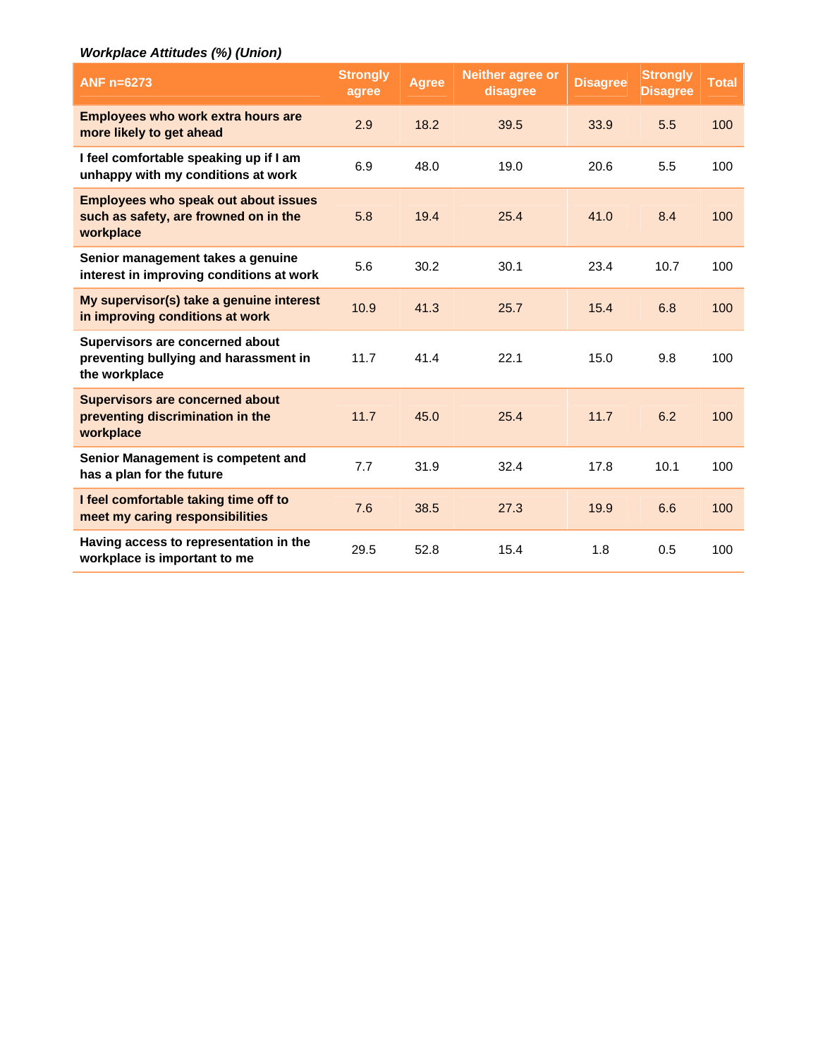*Workplace Attitudes (%) (Union)*

| ANF n=6273 | Strongly agree | Agree | Neither agree or disagree | Disagree | Strongly Disagree | Total |
|---|---|---|---|---|---|---|
| **Employees who work extra hours are more likely to get ahead** | 2.9 | 18.2 | 39.5 | 33.9 | 5.5 | 100 |
| **I feel comfortable speaking up if I am unhappy with my conditions at work** | 6.9 | 48.0 | 19.0 | 20.6 | 5.5 | 100 |
| **Employees who speak out about issues such as safety, are frowned on in the workplace** | 5.8 | 19.4 | 25.4 | 41.0 | 8.4 | 100 |
| **Senior management takes a genuine interest in improving conditions at work** | 5.6 | 30.2 | 30.1 | 23.4 | 10.7 | 100 |
| **My supervisor(s) take a genuine interest in improving conditions at work** | 10.9 | 41.3 | 25.7 | 15.4 | 6.8 | 100 |
| **Supervisors are concerned about preventing bullying and harassment in the workplace** | 11.7 | 41.4 | 22.1 | 15.0 | 9.8 | 100 |
| **Supervisors are concerned about preventing discrimination in the workplace** | 11.7 | 45.0 | 25.4 | 11.7 | 6.2 | 100 |
| **Senior Management is competent and has a plan for the future** | 7.7 | 31.9 | 32.4 | 17.8 | 10.1 | 100 |
| **I feel comfortable taking time off to meet my caring responsibilities** | 7.6 | 38.5 | 27.3 | 19.9 | 6.6 | 100 |
| **Having access to representation in the workplace is important to me** | 29.5 | 52.8 | 15.4 | 1.8 | 0.5 | 100 |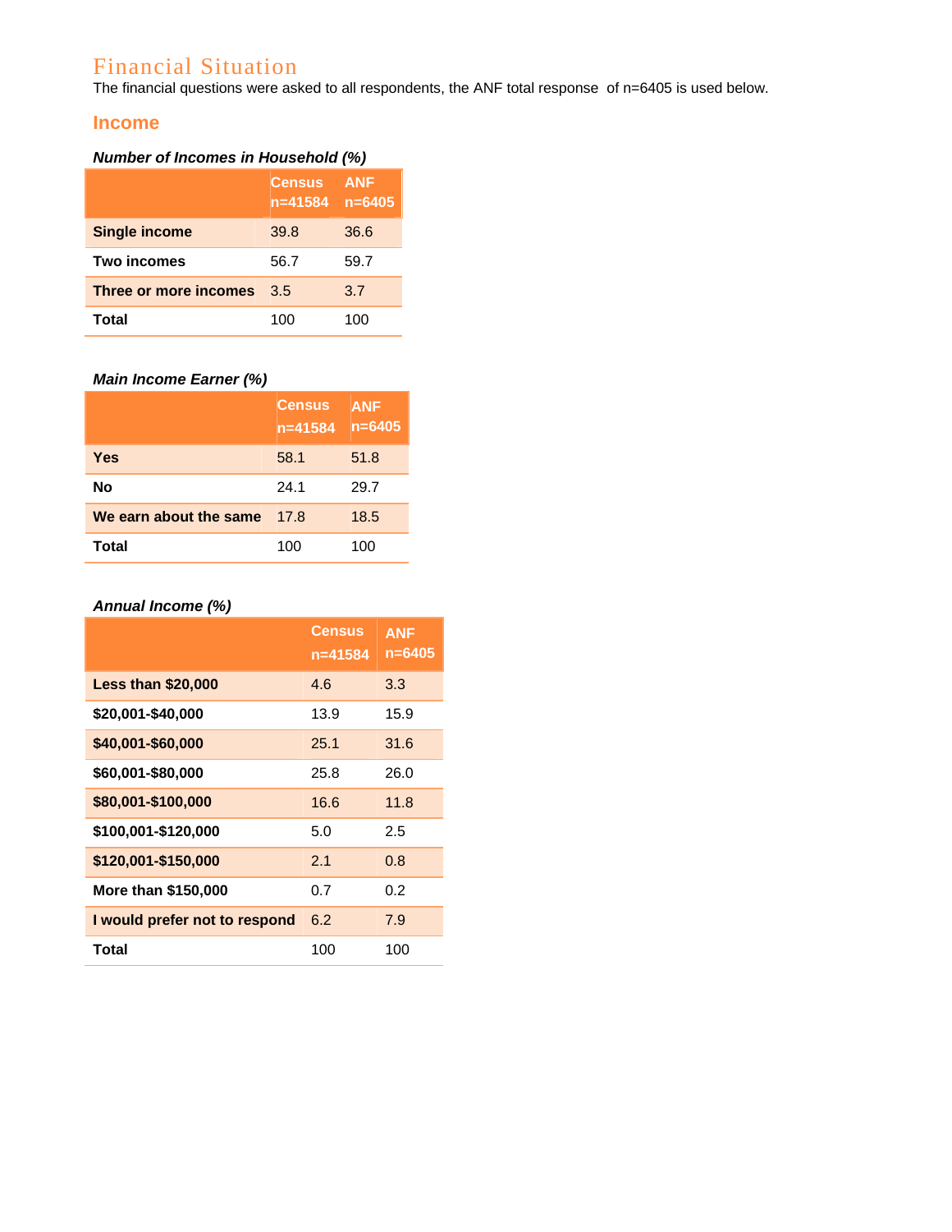# Financial Situation

The financial questions were asked to all respondents, the ANF total response of n=6405 is used below.

## Income

***Number of Incomes in Household (%)***

| | Census n=41584 | ANF n=6405 |
|---|---|---|
| **Single income** | 39.8 | 36.6 |
| **Two incomes** | 56.7 | 59.7 |
| **Three or more incomes** | 3.5 | 3.7 |
| **Total** | 100 | 100 |

***Main Income Earner (%)***

| | Census n=41584 | ANF n=6405 |
|---|---|---|
| **Yes** | 58.1 | 51.8 |
| **No** | 24.1 | 29.7 |
| **We earn about the same** | 17.8 | 18.5 |
| **Total** | 100 | 100 |

***Annual Income (%)***

| | Census n=41584 | ANF n=6405 |
|---|---|---|
| **Less than $20,000** | 4.6 | 3.3 |
| **$20,001-$40,000** | 13.9 | 15.9 |
| **$40,001-$60,000** | 25.1 | 31.6 |
| **$60,001-$80,000** | 25.8 | 26.0 |
| **$80,001-$100,000** | 16.6 | 11.8 |
| **$100,001-$120,000** | 5.0 | 2.5 |
| **$120,001-$150,000** | 2.1 | 0.8 |
| **More than $150,000** | 0.7 | 0.2 |
| **I would prefer not to respond** | 6.2 | 7.9 |
| **Total** | 100 | 100 |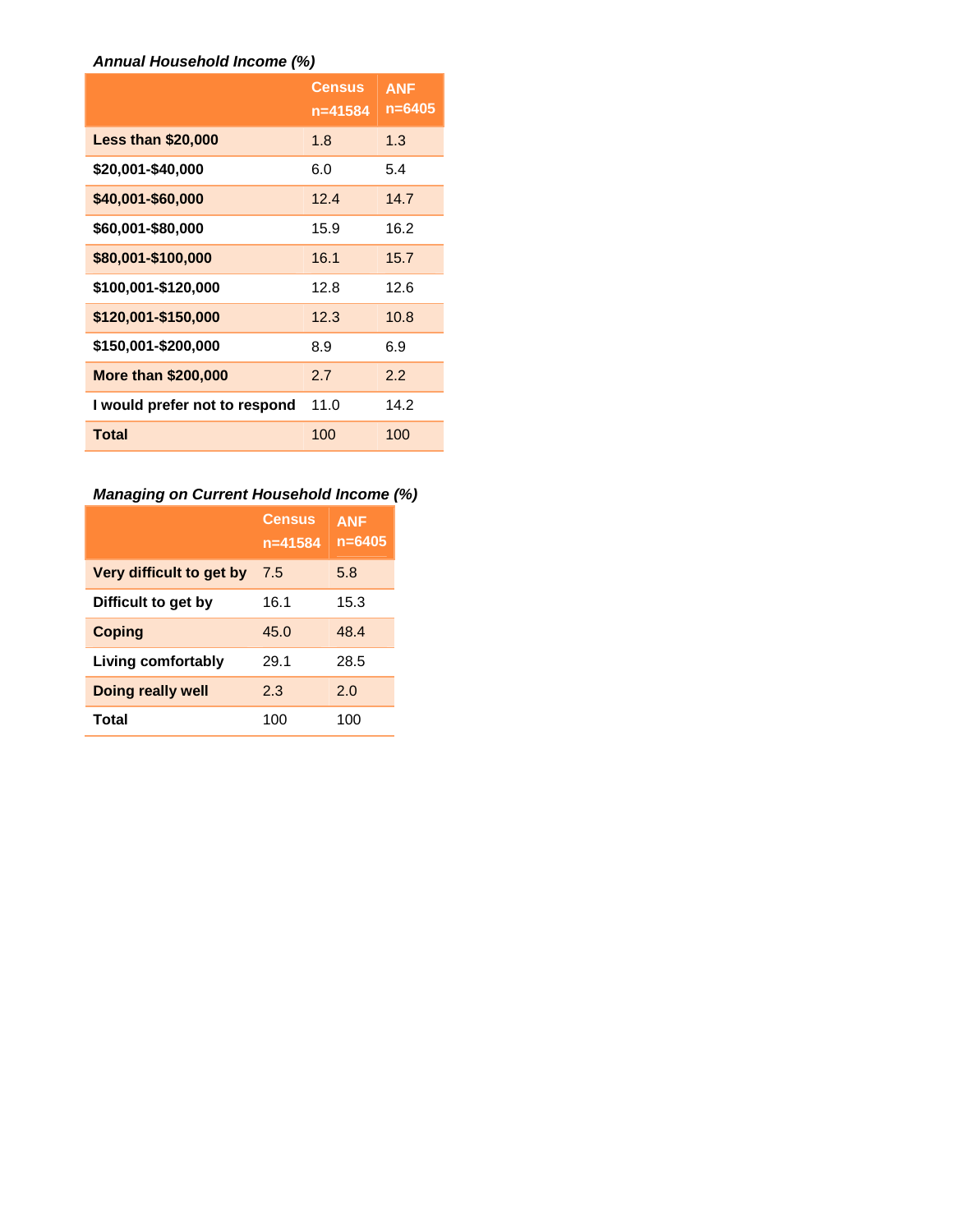*Annual Household Income (%)*

| | Census n=41584 | ANF n=6405 |
|---|---|---|
| **Less than $20,000** | 1.8 | 1.3 |
| **$20,001-$40,000** | 6.0 | 5.4 |
| **$40,001-$60,000** | 12.4 | 14.7 |
| **$60,001-$80,000** | 15.9 | 16.2 |
| **$80,001-$100,000** | 16.1 | 15.7 |
| **$100,001-$120,000** | 12.8 | 12.6 |
| **$120,001-$150,000** | 12.3 | 10.8 |
| **$150,001-$200,000** | 8.9 | 6.9 |
| **More than $200,000** | 2.7 | 2.2 |
| **I would prefer not to respond** | 11.0 | 14.2 |
| **Total** | 100 | 100 |

*Managing on Current Household Income (%)*

| | Census n=41584 | ANF n=6405 |
|---|---|---|
| **Very difficult to get by** | 7.5 | 5.8 |
| **Difficult to get by** | 16.1 | 15.3 |
| **Coping** | 45.0 | 48.4 |
| **Living comfortably** | 29.1 | 28.5 |
| **Doing really well** | 2.3 | 2.0 |
| **Total** | 100 | 100 |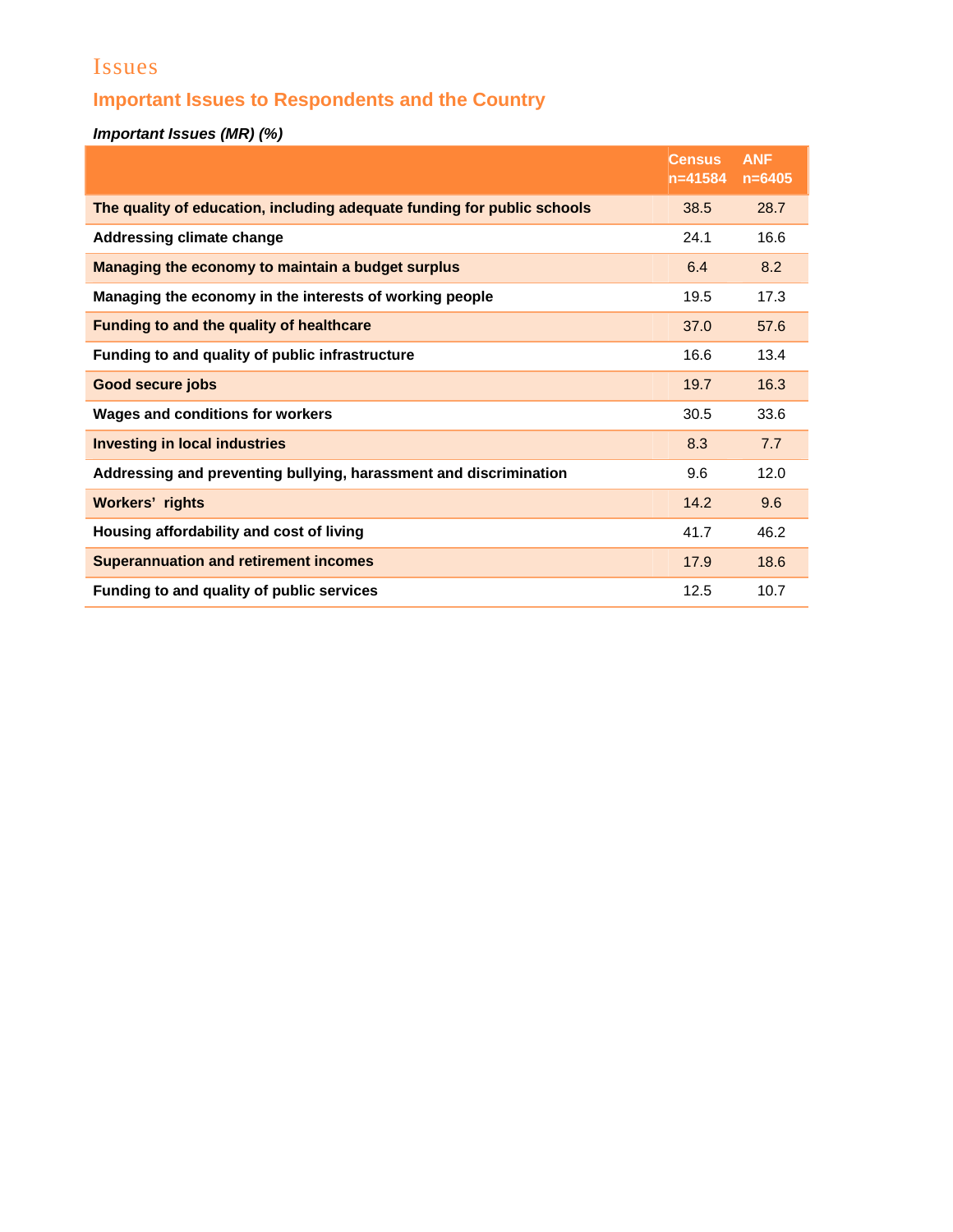# Issues

## Important Issues to Respondents and the Country

***Important Issues (MR) (%)***

| | Census n=41584 | ANF n=6405 |
|---|---|---|
| **The quality of education, including adequate funding for public schools** | 38.5 | 28.7 |
| **Addressing climate change** | 24.1 | 16.6 |
| **Managing the economy to maintain a budget surplus** | 6.4 | 8.2 |
| **Managing the economy in the interests of working people** | 19.5 | 17.3 |
| **Funding to and the quality of healthcare** | 37.0 | 57.6 |
| **Funding to and quality of public infrastructure** | 16.6 | 13.4 |
| **Good secure jobs** | 19.7 | 16.3 |
| **Wages and conditions for workers** | 30.5 | 33.6 |
| **Investing in local industries** | 8.3 | 7.7 |
| **Addressing and preventing bullying, harassment and discrimination** | 9.6 | 12.0 |
| **Workers' rights** | 14.2 | 9.6 |
| **Housing affordability and cost of living** | 41.7 | 46.2 |
| **Superannuation and retirement incomes** | 17.9 | 18.6 |
| **Funding to and quality of public services** | 12.5 | 10.7 |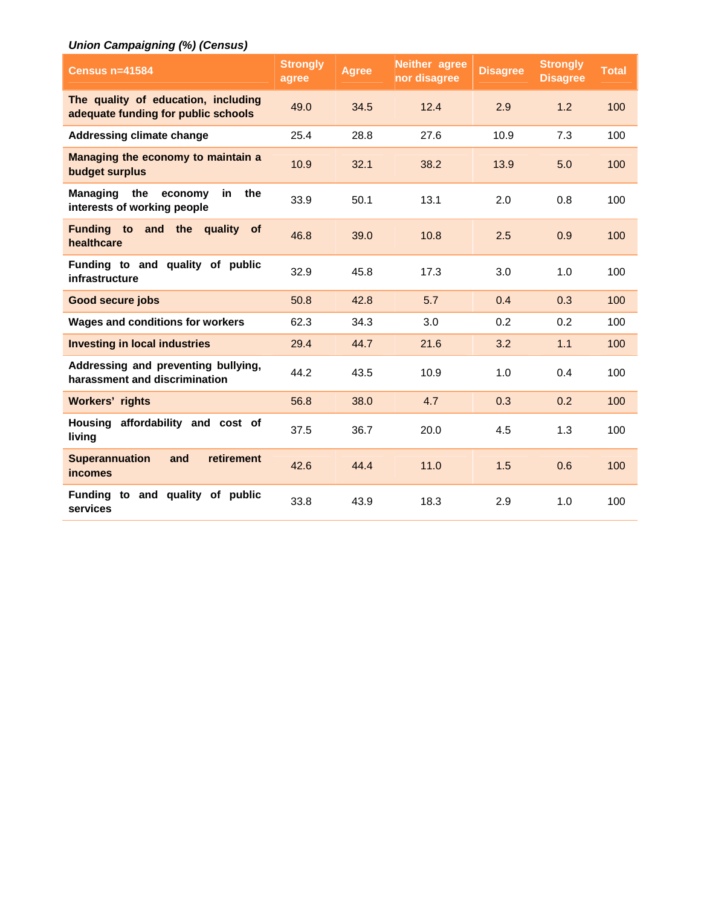*Union Campaigning (%) (Census)*

| Census n=41584 | Strongly agree | Agree | Neither agree nor disagree | Disagree | Strongly Disagree | Total |
|---|---|---|---|---|---|---|
| **The quality of education, including adequate funding for public schools** | 49.0 | 34.5 | 12.4 | 2.9 | 1.2 | 100 |
| **Addressing climate change** | 25.4 | 28.8 | 27.6 | 10.9 | 7.3 | 100 |
| **Managing the economy to maintain a budget surplus** | 10.9 | 32.1 | 38.2 | 13.9 | 5.0 | 100 |
| **Managing the economy in the interests of working people** | 33.9 | 50.1 | 13.1 | 2.0 | 0.8 | 100 |
| **Funding to and the quality of healthcare** | 46.8 | 39.0 | 10.8 | 2.5 | 0.9 | 100 |
| **Funding to and quality of public infrastructure** | 32.9 | 45.8 | 17.3 | 3.0 | 1.0 | 100 |
| **Good secure jobs** | 50.8 | 42.8 | 5.7 | 0.4 | 0.3 | 100 |
| **Wages and conditions for workers** | 62.3 | 34.3 | 3.0 | 0.2 | 0.2 | 100 |
| **Investing in local industries** | 29.4 | 44.7 | 21.6 | 3.2 | 1.1 | 100 |
| **Addressing and preventing bullying, harassment and discrimination** | 44.2 | 43.5 | 10.9 | 1.0 | 0.4 | 100 |
| **Workers' rights** | 56.8 | 38.0 | 4.7 | 0.3 | 0.2 | 100 |
| **Housing affordability and cost of living** | 37.5 | 36.7 | 20.0 | 4.5 | 1.3 | 100 |
| **Superannuation and retirement incomes** | 42.6 | 44.4 | 11.0 | 1.5 | 0.6 | 100 |
| **Funding to and quality of public services** | 33.8 | 43.9 | 18.3 | 2.9 | 1.0 | 100 |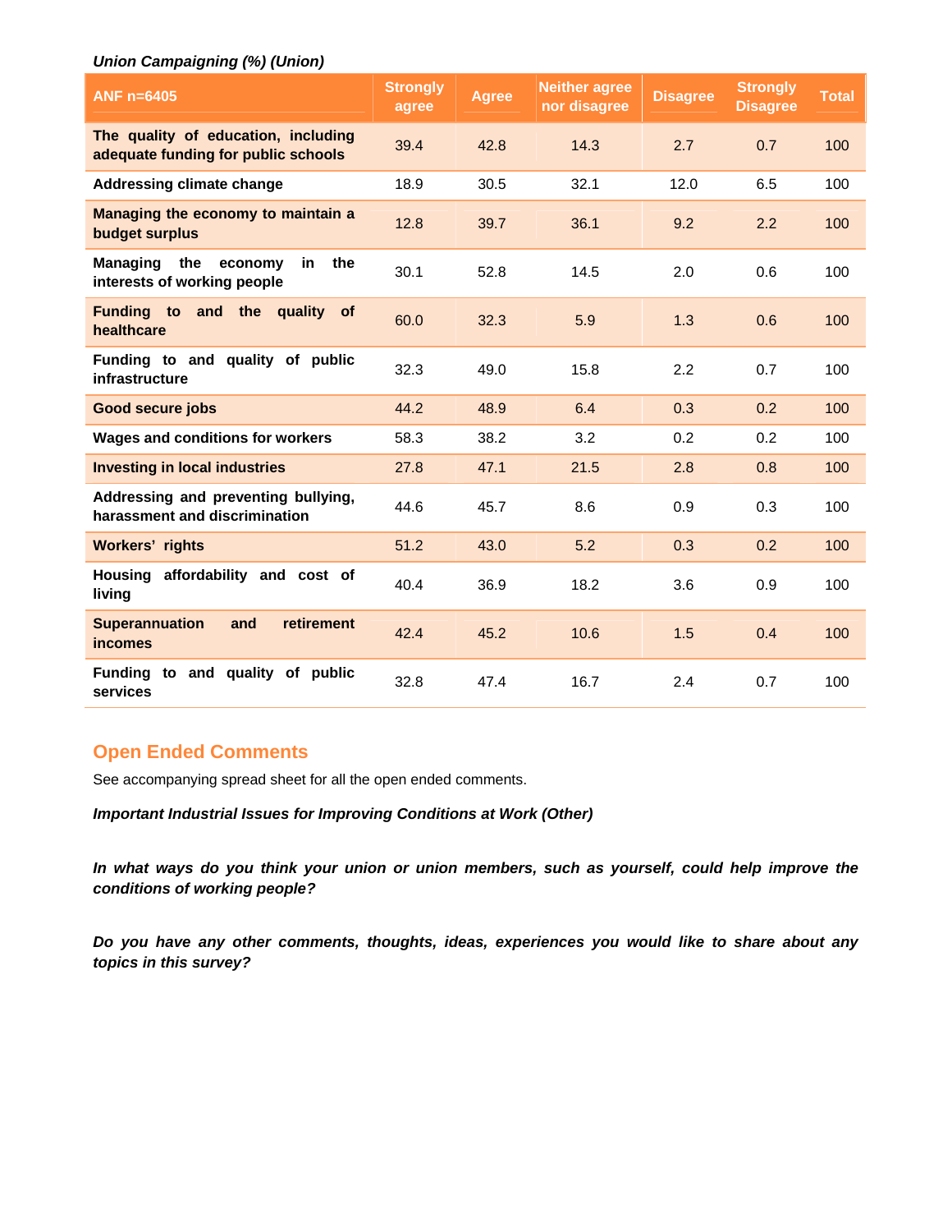*Union Campaigning (%) (Union)*

| ANF n=6405 | Strongly agree | Agree | Neither agree nor disagree | Disagree | Strongly Disagree | Total |
|---|---|---|---|---|---|---|
| **The quality of education, including adequate funding for public schools** | 39.4 | 42.8 | 14.3 | 2.7 | 0.7 | 100 |
| **Addressing climate change** | 18.9 | 30.5 | 32.1 | 12.0 | 6.5 | 100 |
| **Managing the economy to maintain a budget surplus** | 12.8 | 39.7 | 36.1 | 9.2 | 2.2 | 100 |
| **Managing the economy in the interests of working people** | 30.1 | 52.8 | 14.5 | 2.0 | 0.6 | 100 |
| **Funding to and the quality of healthcare** | 60.0 | 32.3 | 5.9 | 1.3 | 0.6 | 100 |
| **Funding to and quality of public infrastructure** | 32.3 | 49.0 | 15.8 | 2.2 | 0.7 | 100 |
| **Good secure jobs** | 44.2 | 48.9 | 6.4 | 0.3 | 0.2 | 100 |
| **Wages and conditions for workers** | 58.3 | 38.2 | 3.2 | 0.2 | 0.2 | 100 |
| **Investing in local industries** | 27.8 | 47.1 | 21.5 | 2.8 | 0.8 | 100 |
| **Addressing and preventing bullying, harassment and discrimination** | 44.6 | 45.7 | 8.6 | 0.9 | 0.3 | 100 |
| **Workers' rights** | 51.2 | 43.0 | 5.2 | 0.3 | 0.2 | 100 |
| **Housing affordability and cost of living** | 40.4 | 36.9 | 18.2 | 3.6 | 0.9 | 100 |
| **Superannuation and retirement incomes** | 42.4 | 45.2 | 10.6 | 1.5 | 0.4 | 100 |
| **Funding to and quality of public services** | 32.8 | 47.4 | 16.7 | 2.4 | 0.7 | 100 |

## Open Ended Comments

See accompanying spread sheet for all the open ended comments.

***Important Industrial Issues for Improving Conditions at Work (Other)***

***In what ways do you think your union or union members, such as yourself, could help improve the conditions of working people?***

***Do you have any other comments, thoughts, ideas, experiences you would like to share about any topics in this survey?***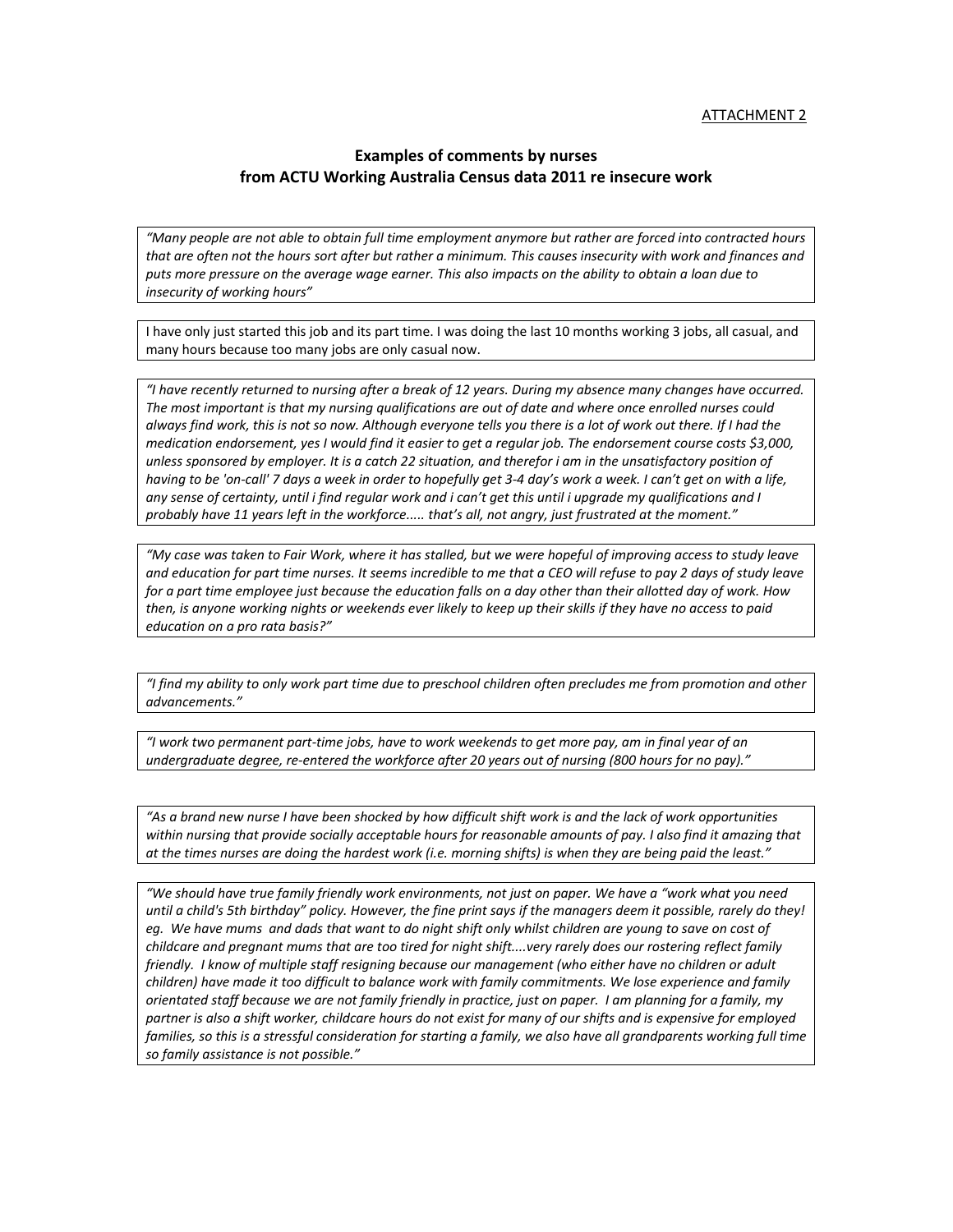ATTACHMENT 2

## Examples of comments by nurses from ACTU Working Australia Census data 2011 re insecure work

*"Many people are not able to obtain full time employment anymore but rather are forced into contracted hours that are often not the hours sort after but rather a minimum. This causes insecurity with work and finances and puts more pressure on the average wage earner. This also impacts on the ability to obtain a loan due to insecurity of working hours"*

I have only just started this job and its part time. I was doing the last 10 months working 3 jobs, all casual, and many hours because too many jobs are only casual now.

*"I have recently returned to nursing after a break of 12 years. During my absence many changes have occurred. The most important is that my nursing qualifications are out of date and where once enrolled nurses could always find work, this is not so now. Although everyone tells you there is a lot of work out there. If I had the medication endorsement, yes I would find it easier to get a regular job. The endorsement course costs $3,000, unless sponsored by employer. It is a catch 22 situation, and therefor i am in the unsatisfactory position of having to be 'on-call' 7 days a week in order to hopefully get 3-4 day's work a week. I can't get on with a life, any sense of certainty, until i find regular work and i can't get this until i upgrade my qualifications and I probably have 11 years left in the workforce..... that's all, not angry, just frustrated at the moment."*

*"My case was taken to Fair Work, where it has stalled, but we were hopeful of improving access to study leave and education for part time nurses. It seems incredible to me that a CEO will refuse to pay 2 days of study leave for a part time employee just because the education falls on a day other than their allotted day of work. How then, is anyone working nights or weekends ever likely to keep up their skills if they have no access to paid education on a pro rata basis?"*

*"I find my ability to only work part time due to preschool children often precludes me from promotion and other advancements."*

*"I work two permanent part-time jobs, have to work weekends to get more pay, am in final year of an undergraduate degree, re-entered the workforce after 20 years out of nursing (800 hours for no pay)."*

*"As a brand new nurse I have been shocked by how difficult shift work is and the lack of work opportunities within nursing that provide socially acceptable hours for reasonable amounts of pay. I also find it amazing that at the times nurses are doing the hardest work (i.e. morning shifts) is when they are being paid the least."*

*"We should have true family friendly work environments, not just on paper. We have a "work what you need until a child's 5th birthday" policy. However, the fine print says if the managers deem it possible, rarely do they! eg. We have mums and dads that want to do night shift only whilst children are young to save on cost of childcare and pregnant mums that are too tired for night shift....very rarely does our rostering reflect family friendly. I know of multiple staff resigning because our management (who either have no children or adult children) have made it too difficult to balance work with family commitments. We lose experience and family orientated staff because we are not family friendly in practice, just on paper. I am planning for a family, my partner is also a shift worker, childcare hours do not exist for many of our shifts and is expensive for employed families, so this is a stressful consideration for starting a family, we also have all grandparents working full time so family assistance is not possible."*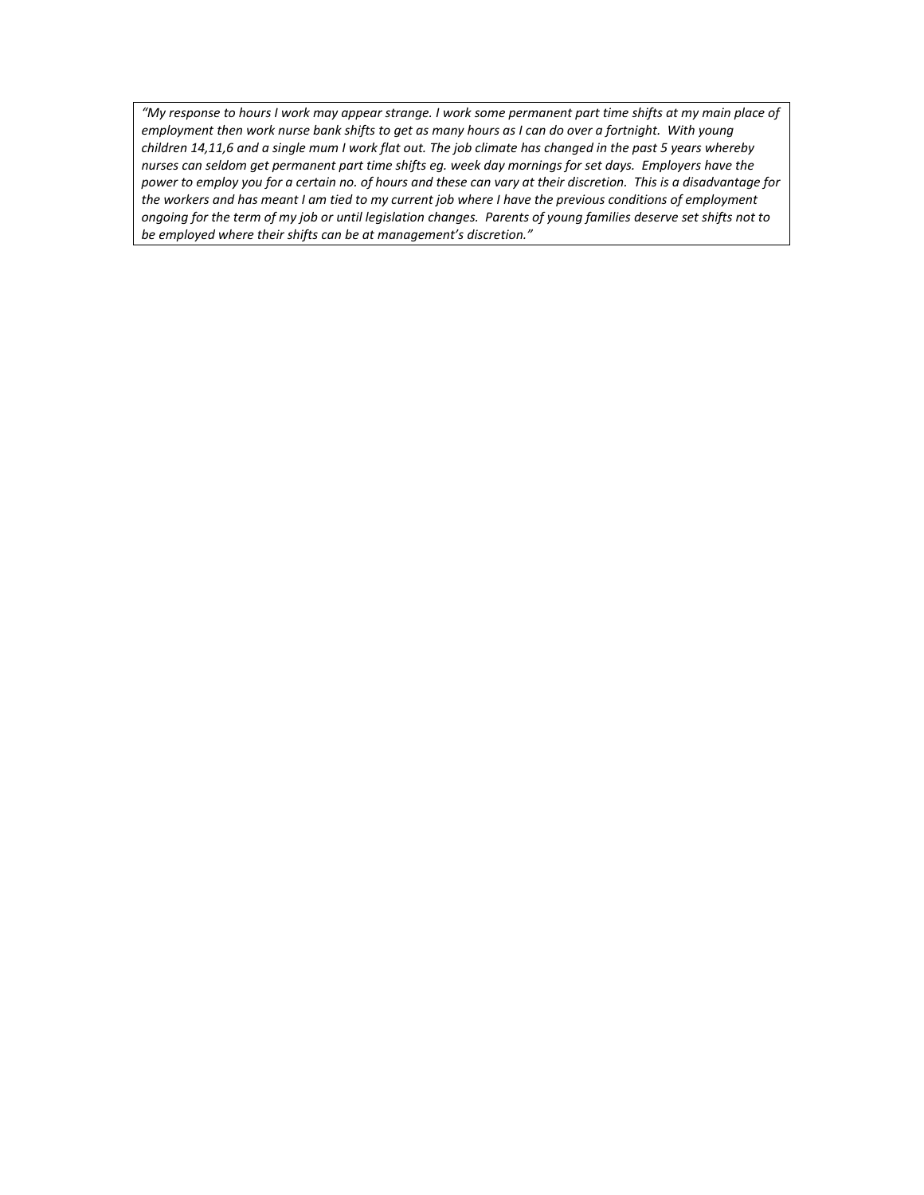*"My response to hours I work may appear strange. I work some permanent part time shifts at my main place of employment then work nurse bank shifts to get as many hours as I can do over a fortnight. With young children 14,11,6 and a single mum I work flat out. The job climate has changed in the past 5 years whereby nurses can seldom get permanent part time shifts eg. week day mornings for set days. Employers have the power to employ you for a certain no. of hours and these can vary at their discretion. This is a disadvantage for the workers and has meant I am tied to my current job where I have the previous conditions of employment ongoing for the term of my job or until legislation changes. Parents of young families deserve set shifts not to be employed where their shifts can be at management's discretion."*